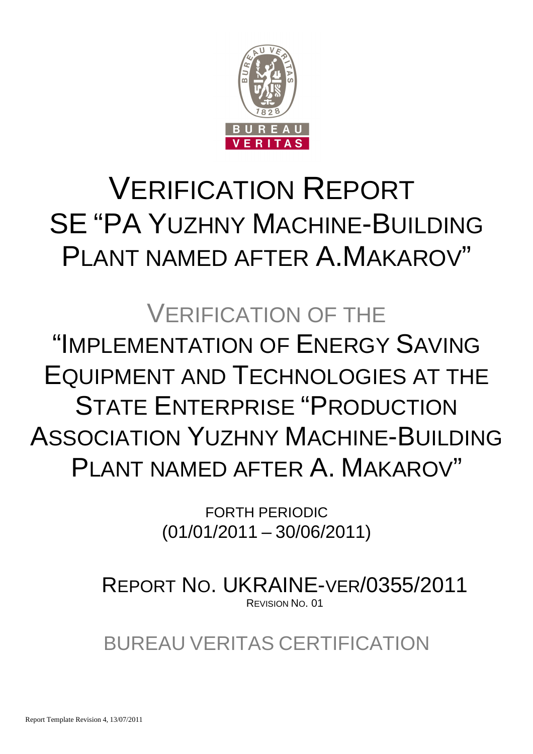# VERIFICATION REPORT SE "PA YUZHNY MACHINE-BUILDING PLANT NAMED AFTER A.MAKAROV"

## VERIFICATION OF THE "IMPLEMENTATION OF ENERGY SAVING EQUIPMENT AND TECHNOLOGIES AT THE STATE ENTERPRISE "PRODUCTION ASSOCIATION YUZHNY MACHINE-BUILDING PLANT NAMED AFTER A. MAKAROV"

FORTH PERIODIC
(01/01/2011 – 30/06/2011)

REPORT NO. UKRAINE-VER/0355/2011
REVISION NO. 01

BUREAU VERITAS CERTIFICATION

Report Template Revision 4, 13/07/2011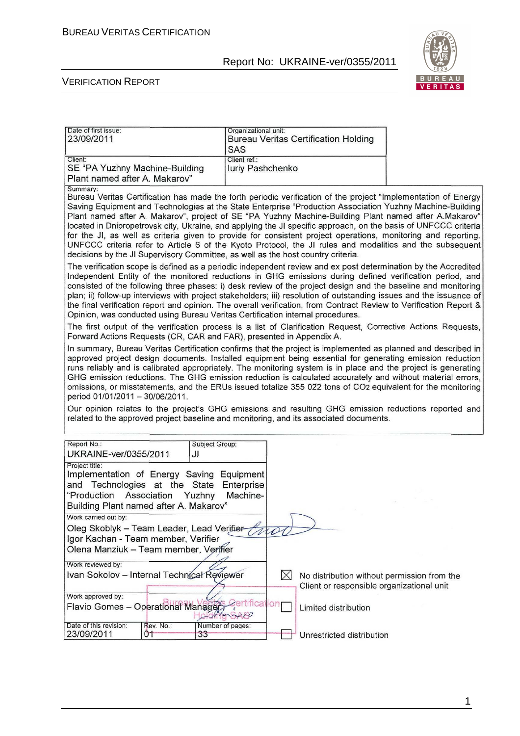| Date of first issue: | Organizational unit: |
| --- | --- |
| 23/09/2011 | Bureau Veritas Certification Holding SAS |
| Client: | Client ref.: |
| SE "PA Yuzhny Machine-Building Plant named after A. Makarov" | Iuriy Pashchenko |

Summary:

Bureau Veritas Certification has made the forth periodic verification of the project "Implementation of Energy Saving Equipment and Technologies at the State Enterprise "Production Association Yuzhny Machine-Building Plant named after A. Makarov", project of SE "PA Yuzhny Machine-Building Plant named after A.Makarov" located in Dnipropetrovsk city, Ukraine, and applying the JI specific approach, on the basis of UNFCCC criteria for the JI, as well as criteria given to provide for consistent project operations, monitoring and reporting. UNFCCC criteria refer to Article 6 of the Kyoto Protocol, the JI rules and modalities and the subsequent decisions by the JI Supervisory Committee, as well as the host country criteria.

The verification scope is defined as a periodic independent review and ex post determination by the Accredited Independent Entity of the monitored reductions in GHG emissions during defined verification period, and consisted of the following three phases: i) desk review of the project design and the baseline and monitoring plan; ii) follow-up interviews with project stakeholders; iii) resolution of outstanding issues and the issuance of the final verification report and opinion. The overall verification, from Contract Review to Verification Report & Opinion, was conducted using Bureau Veritas Certification internal procedures.

The first output of the verification process is a list of Clarification Request, Corrective Actions Requests, Forward Actions Requests (CR, CAR and FAR), presented in Appendix A.

In summary, Bureau Veritas Certification confirms that the project is implemented as planned and described in approved project design documents. Installed equipment being essential for generating emission reduction runs reliably and is calibrated appropriately. The monitoring system is in place and the project is generating GHG emission reductions. The GHG emission reduction is calculated accurately and without material errors, omissions, or misstatements, and the ERUs issued totalize 355 022 tons of $CO_2$ equivalent for the monitoring period 01/01/2011 – 30/06/2011.

Our opinion relates to the project's GHG emissions and resulting GHG emission reductions reported and related to the approved project baseline and monitoring, and its associated documents.

| Report No.: | Subject Group: |
| --- | --- |
| UKRAINE-ver/0355/2011 | JI |

Project title:
Implementation of Energy Saving Equipment and Technologies at the State Enterprise "Production Association Yuzhny Machine-Building Plant named after A. Makarov"

Work carried out by:
Oleg Skoblyk – Team Leader, Lead Verifier
Igor Kachan - Team member, Verifier
Olena Manziuk – Team member, Verifier

Work reviewed by:
Ivan Sokolov – Internal Technical Reviewer

Work approved by:
Flavio Gomes – Operational Manager

| Date of this revision: | Rev. No.: | Number of pages: |
| --- | --- | --- |
| 23/09/2011 | 01 | 33 |

☒ No distribution without permission from the Client or responsible organizational unit

☐ Limited distribution

☐ Unrestricted distribution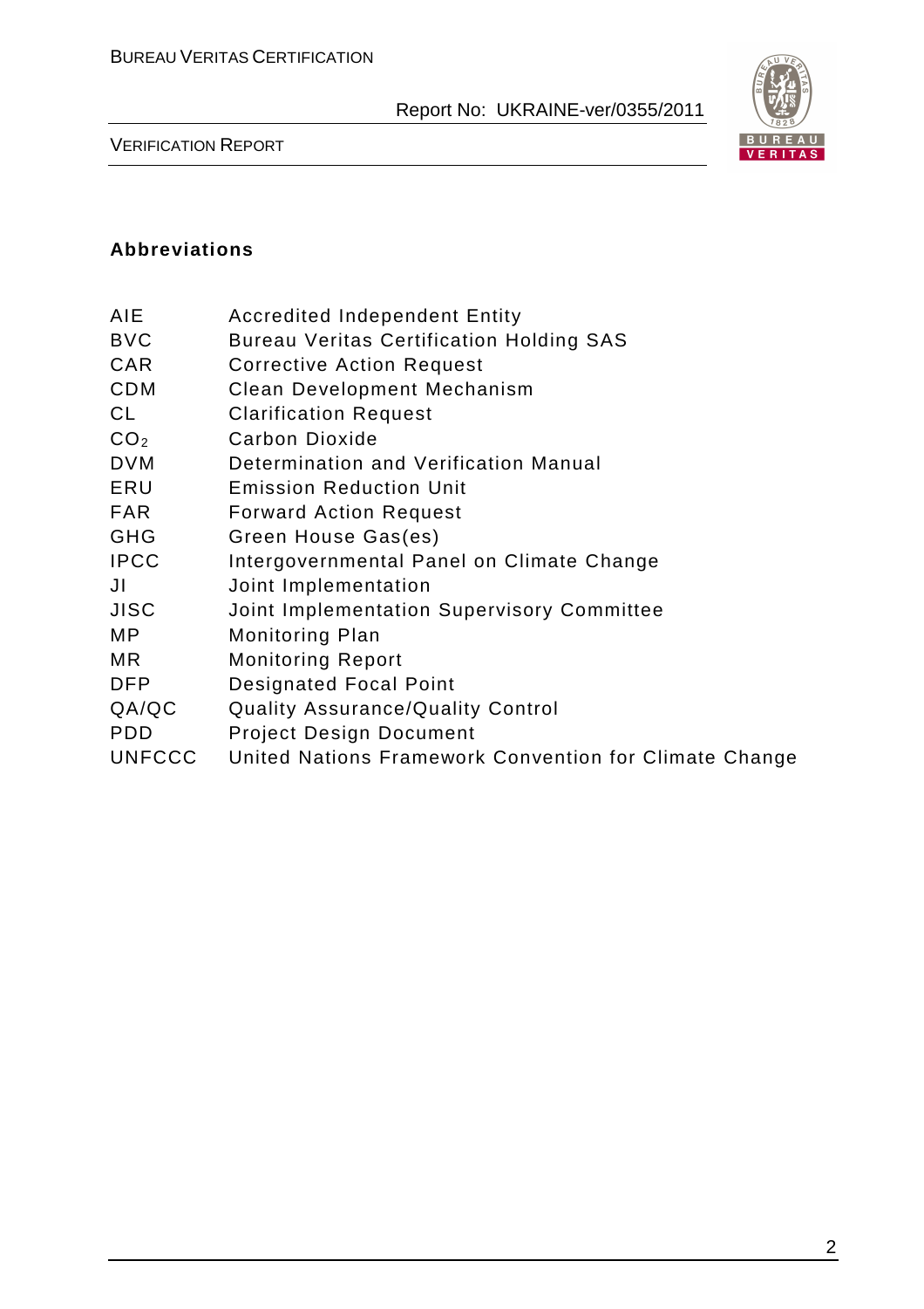### Abbreviations

| | |
|---|---|
| AIE | Accredited Independent Entity |
| BVC | Bureau Veritas Certification Holding SAS |
| CAR | Corrective Action Request |
| CDM | Clean Development Mechanism |
| CL | Clarification Request |
| $CO_2$ | Carbon Dioxide |
| DVM | Determination and Verification Manual |
| ERU | Emission Reduction Unit |
| FAR | Forward Action Request |
| GHG | Green House Gas(es) |
| IPCC | Intergovernmental Panel on Climate Change |
| JI | Joint Implementation |
| JISC | Joint Implementation Supervisory Committee |
| MP | Monitoring Plan |
| MR | Monitoring Report |
| DFP | Designated Focal Point |
| QA/QC | Quality Assurance/Quality Control |
| PDD | Project Design Document |
| UNFCCC | United Nations Framework Convention for Climate Change |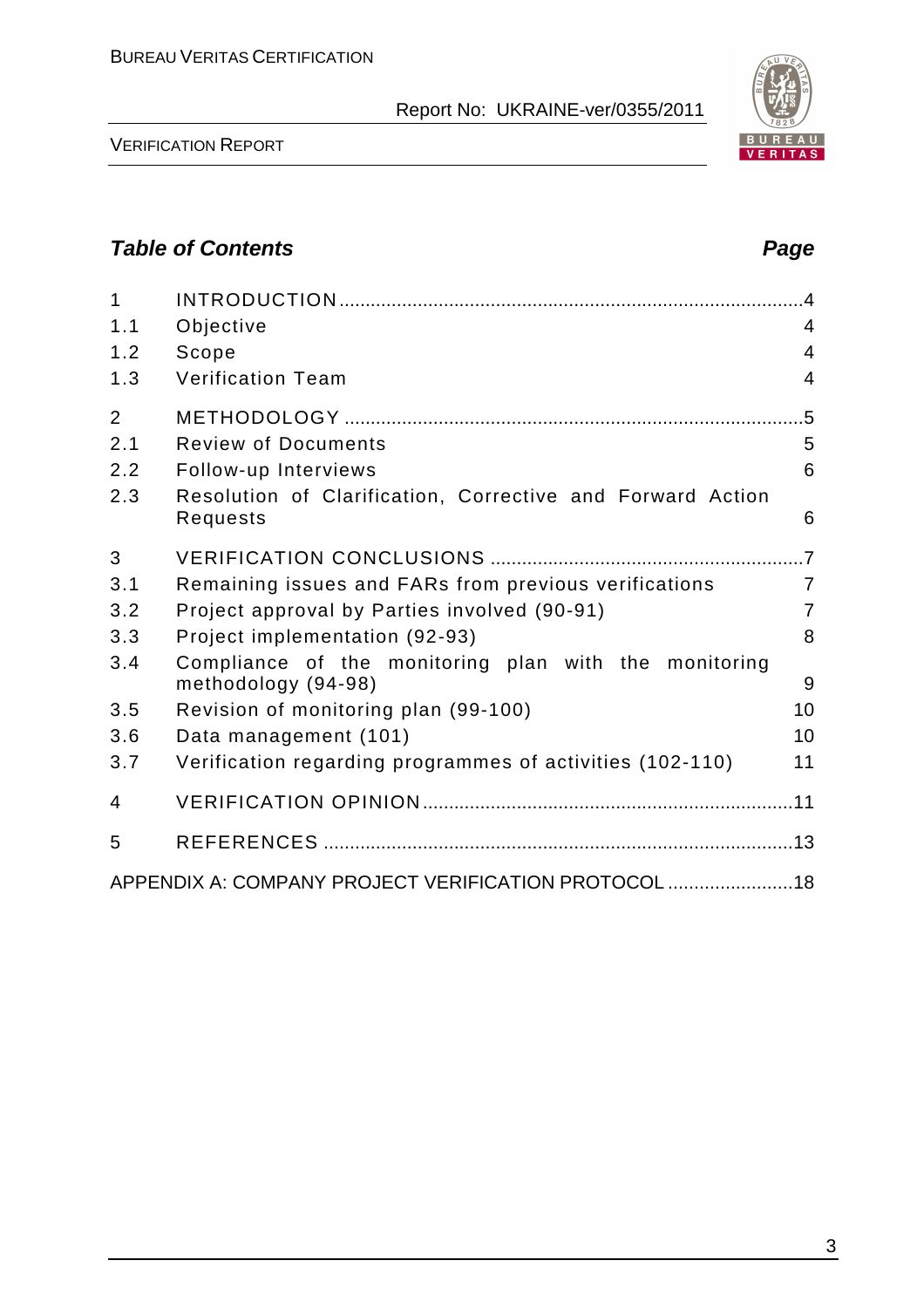## Table of Contents

| | | Page |
|---|---|---|
| 1 | INTRODUCTION | 4 |
| 1.1 | Objective | 4 |
| 1.2 | Scope | 4 |
| 1.3 | Verification Team | 4 |
| 2 | METHODOLOGY | 5 |
| 2.1 | Review of Documents | 5 |
| 2.2 | Follow-up Interviews | 6 |
| 2.3 | Resolution of Clarification, Corrective and Forward Action Requests | 6 |
| 3 | VERIFICATION CONCLUSIONS | 7 |
| 3.1 | Remaining issues and FARs from previous verifications | 7 |
| 3.2 | Project approval by Parties involved (90-91) | 7 |
| 3.3 | Project implementation (92-93) | 8 |
| 3.4 | Compliance of the monitoring plan with the monitoring methodology (94-98) | 9 |
| 3.5 | Revision of monitoring plan (99-100) | 10 |
| 3.6 | Data management (101) | 10 |
| 3.7 | Verification regarding programmes of activities (102-110) | 11 |
| 4 | VERIFICATION OPINION | 11 |
| 5 | REFERENCES | 13 |
| | APPENDIX A: COMPANY PROJECT VERIFICATION PROTOCOL | 18 |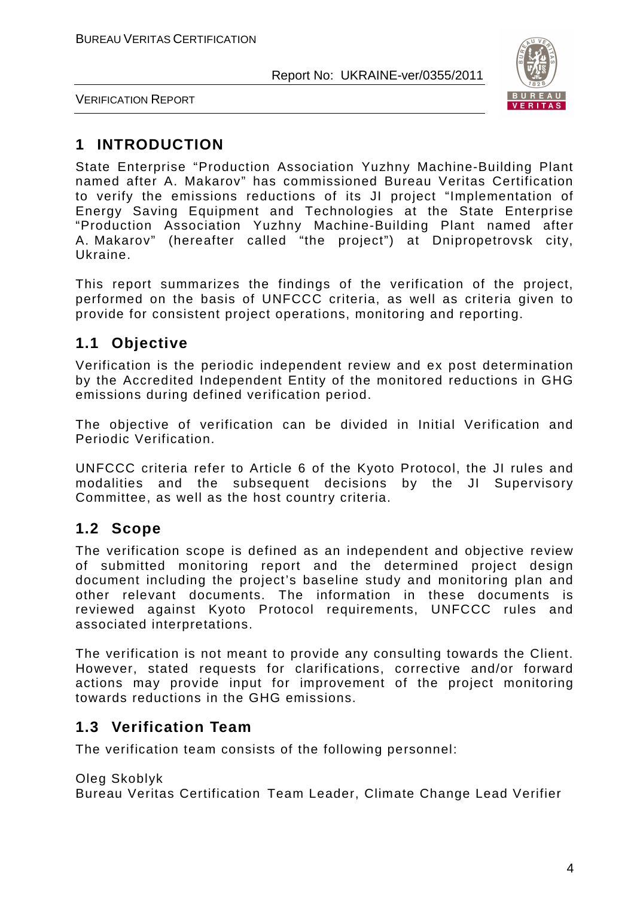# 1 INTRODUCTION

State Enterprise "Production Association Yuzhny Machine-Building Plant named after A. Makarov" has commissioned Bureau Veritas Certification to verify the emissions reductions of its JI project "Implementation of Energy Saving Equipment and Technologies at the State Enterprise "Production Association Yuzhny Machine-Building Plant named after A. Makarov" (hereafter called "the project") at Dnipropetrovsk city, Ukraine.

This report summarizes the findings of the verification of the project, performed on the basis of UNFCCC criteria, as well as criteria given to provide for consistent project operations, monitoring and reporting.

## 1.1 Objective

Verification is the periodic independent review and ex post determination by the Accredited Independent Entity of the monitored reductions in GHG emissions during defined verification period.

The objective of verification can be divided in Initial Verification and Periodic Verification.

UNFCCC criteria refer to Article 6 of the Kyoto Protocol, the JI rules and modalities and the subsequent decisions by the JI Supervisory Committee, as well as the host country criteria.

## 1.2 Scope

The verification scope is defined as an independent and objective review of submitted monitoring report and the determined project design document including the project's baseline study and monitoring plan and other relevant documents. The information in these documents is reviewed against Kyoto Protocol requirements, UNFCCC rules and associated interpretations.

The verification is not meant to provide any consulting towards the Client. However, stated requests for clarifications, corrective and/or forward actions may provide input for improvement of the project monitoring towards reductions in the GHG emissions.

## 1.3 Verification Team

The verification team consists of the following personnel:

Oleg Skoblyk
Bureau Veritas Certification Team Leader, Climate Change Lead Verifier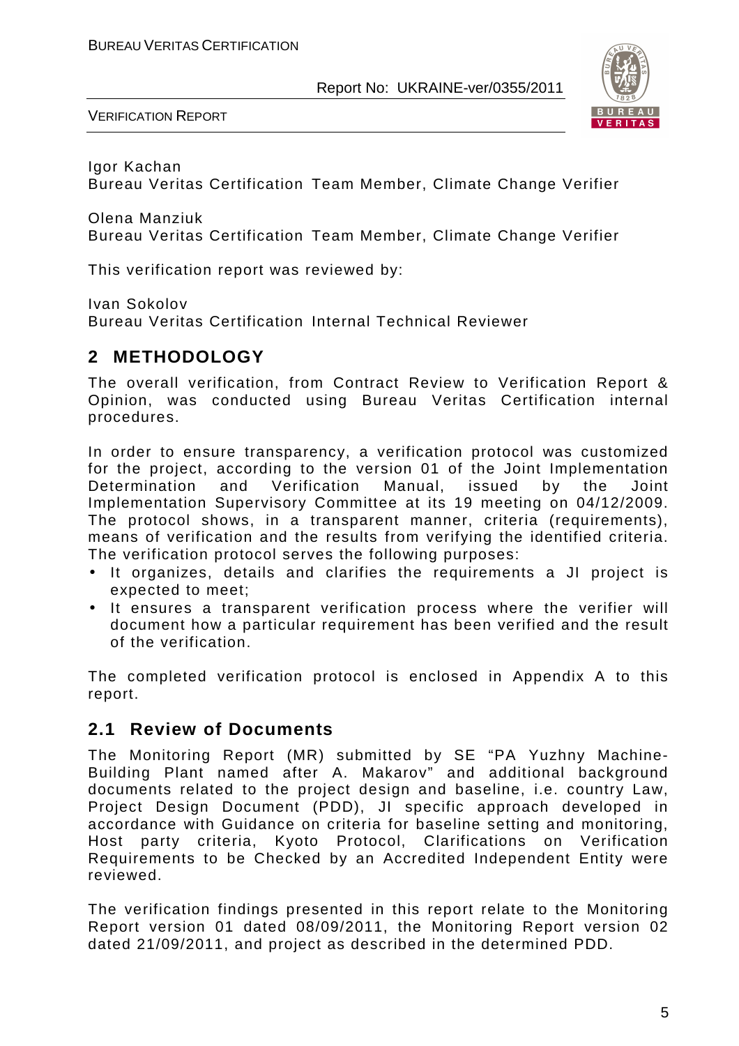Igor Kachan
Bureau Veritas Certification Team Member, Climate Change Verifier

Olena Manziuk
Bureau Veritas Certification Team Member, Climate Change Verifier

This verification report was reviewed by:

Ivan Sokolov
Bureau Veritas Certification Internal Technical Reviewer

## 2 METHODOLOGY

The overall verification, from Contract Review to Verification Report & Opinion, was conducted using Bureau Veritas Certification internal procedures.

In order to ensure transparency, a verification protocol was customized for the project, according to the version 01 of the Joint Implementation Determination and Verification Manual, issued by the Joint Implementation Supervisory Committee at its 19 meeting on 04/12/2009. The protocol shows, in a transparent manner, criteria (requirements), means of verification and the results from verifying the identified criteria. The verification protocol serves the following purposes:

- It organizes, details and clarifies the requirements a JI project is expected to meet;
- It ensures a transparent verification process where the verifier will document how a particular requirement has been verified and the result of the verification.

The completed verification protocol is enclosed in Appendix A to this report.

### 2.1 Review of Documents

The Monitoring Report (MR) submitted by SE "PA Yuzhny Machine-Building Plant named after A. Makarov" and additional background documents related to the project design and baseline, i.e. country Law, Project Design Document (PDD), JI specific approach developed in accordance with Guidance on criteria for baseline setting and monitoring, Host party criteria, Kyoto Protocol, Clarifications on Verification Requirements to be Checked by an Accredited Independent Entity were reviewed.

The verification findings presented in this report relate to the Monitoring Report version 01 dated 08/09/2011, the Monitoring Report version 02 dated 21/09/2011, and project as described in the determined PDD.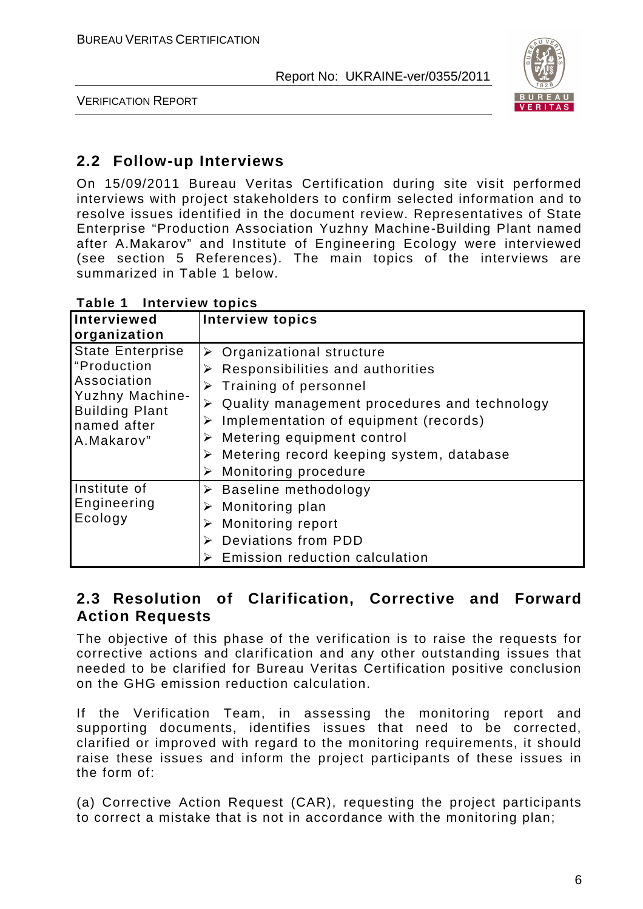## 2.2 Follow-up Interviews

On 15/09/2011 Bureau Veritas Certification during site visit performed interviews with project stakeholders to confirm selected information and to resolve issues identified in the document review. Representatives of State Enterprise "Production Association Yuzhny Machine-Building Plant named after A.Makarov" and Institute of Engineering Ecology were interviewed (see section 5 References). The main topics of the interviews are summarized in Table 1 below.

**Table 1 Interview topics**

| Interviewed organization | Interview topics |
|---|---|
| State Enterprise "Production Association Yuzhny Machine-Building Plant named after A.Makarov" | ➢ Organizational structure<br>➢ Responsibilities and authorities<br>➢ Training of personnel<br>➢ Quality management procedures and technology<br>➢ Implementation of equipment (records)<br>➢ Metering equipment control<br>➢ Metering record keeping system, database<br>➢ Monitoring procedure |
| Institute of Engineering Ecology | ➢ Baseline methodology<br>➢ Monitoring plan<br>➢ Monitoring report<br>➢ Deviations from PDD<br>➢ Emission reduction calculation |

## 2.3 Resolution of Clarification, Corrective and Forward Action Requests

The objective of this phase of the verification is to raise the requests for corrective actions and clarification and any other outstanding issues that needed to be clarified for Bureau Veritas Certification positive conclusion on the GHG emission reduction calculation.

If the Verification Team, in assessing the monitoring report and supporting documents, identifies issues that need to be corrected, clarified or improved with regard to the monitoring requirements, it should raise these issues and inform the project participants of these issues in the form of:

(a) Corrective Action Request (CAR), requesting the project participants to correct a mistake that is not in accordance with the monitoring plan;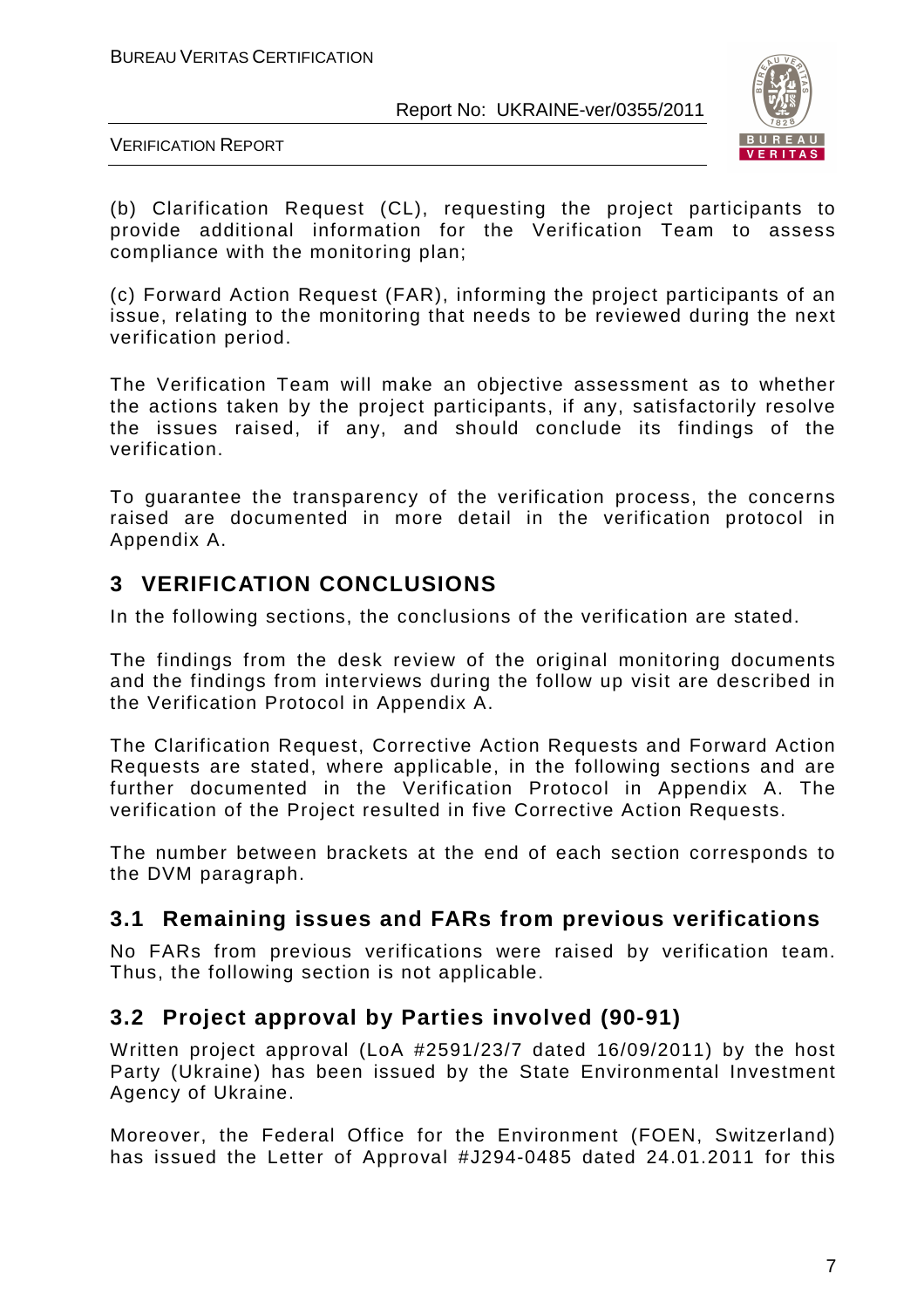(b) Clarification Request (CL), requesting the project participants to provide additional information for the Verification Team to assess compliance with the monitoring plan;

(c) Forward Action Request (FAR), informing the project participants of an issue, relating to the monitoring that needs to be reviewed during the next verification period.

The Verification Team will make an objective assessment as to whether the actions taken by the project participants, if any, satisfactorily resolve the issues raised, if any, and should conclude its findings of the verification.

To guarantee the transparency of the verification process, the concerns raised are documented in more detail in the verification protocol in Appendix A.

# 3 VERIFICATION CONCLUSIONS

In the following sections, the conclusions of the verification are stated.

The findings from the desk review of the original monitoring documents and the findings from interviews during the follow up visit are described in the Verification Protocol in Appendix A.

The Clarification Request, Corrective Action Requests and Forward Action Requests are stated, where applicable, in the following sections and are further documented in the Verification Protocol in Appendix A. The verification of the Project resulted in five Corrective Action Requests.

The number between brackets at the end of each section corresponds to the DVM paragraph.

## 3.1 Remaining issues and FARs from previous verifications

No FARs from previous verifications were raised by verification team. Thus, the following section is not applicable.

## 3.2 Project approval by Parties involved (90-91)

Written project approval (LoA #2591/23/7 dated 16/09/2011) by the host Party (Ukraine) has been issued by the State Environmental Investment Agency of Ukraine.

Moreover, the Federal Office for the Environment (FOEN, Switzerland) has issued the Letter of Approval #J294-0485 dated 24.01.2011 for this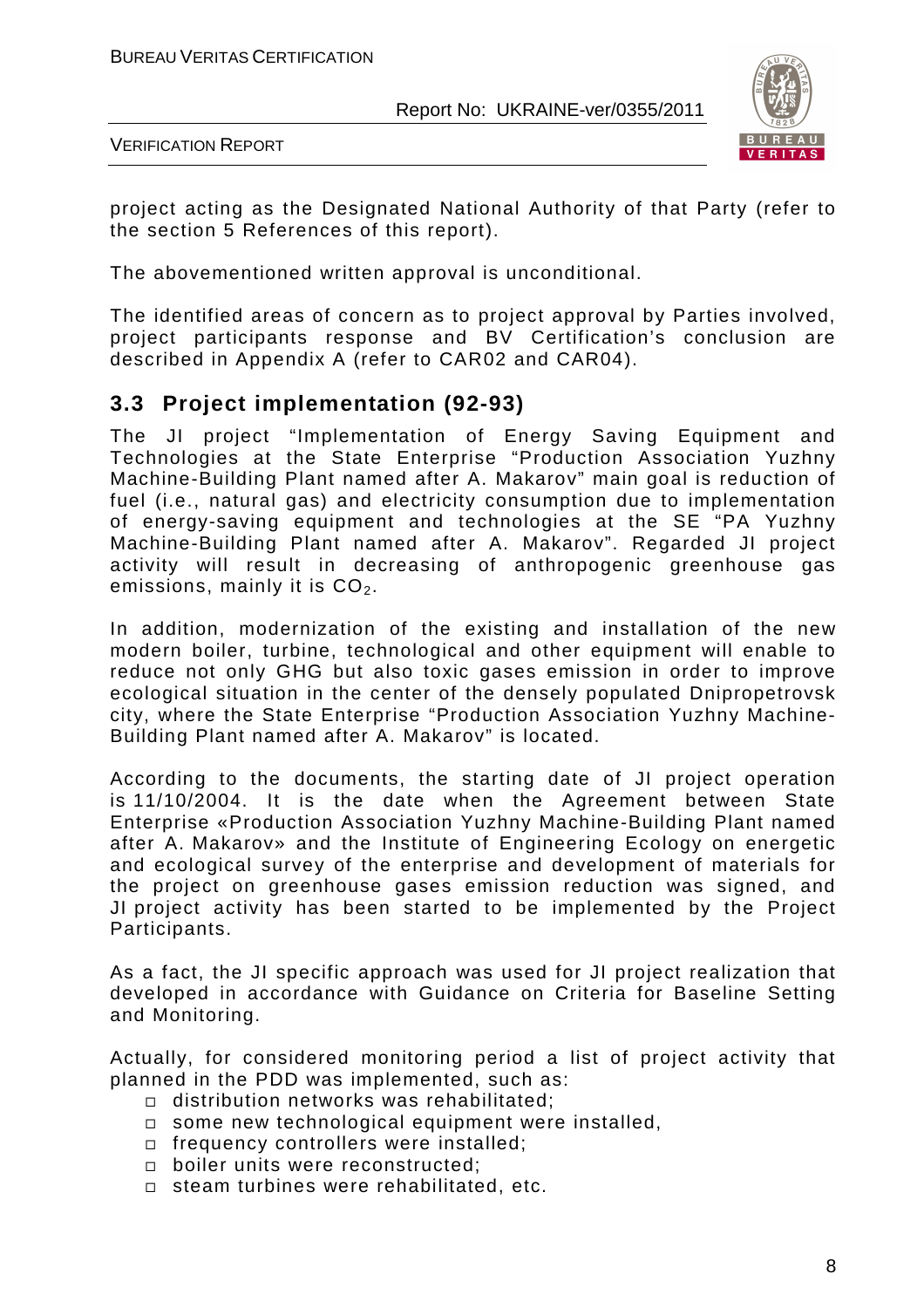project acting as the Designated National Authority of that Party (refer to the section 5 References of this report).

The abovementioned written approval is unconditional.

The identified areas of concern as to project approval by Parties involved, project participants response and BV Certification's conclusion are described in Appendix A (refer to CAR02 and CAR04).

## 3.3 Project implementation (92-93)

The JI project "Implementation of Energy Saving Equipment and Technologies at the State Enterprise "Production Association Yuzhny Machine-Building Plant named after A. Makarov" main goal is reduction of fuel (i.e., natural gas) and electricity consumption due to implementation of energy-saving equipment and technologies at the SE "PA Yuzhny Machine-Building Plant named after A. Makarov". Regarded JI project activity will result in decreasing of anthropogenic greenhouse gas emissions, mainly it is $CO_2$.

In addition, modernization of the existing and installation of the new modern boiler, turbine, technological and other equipment will enable to reduce not only GHG but also toxic gases emission in order to improve ecological situation in the center of the densely populated Dnipropetrovsk city, where the State Enterprise "Production Association Yuzhny Machine-Building Plant named after A. Makarov" is located.

According to the documents, the starting date of JI project operation is 11/10/2004. It is the date when the Agreement between State Enterprise «Production Association Yuzhny Machine-Building Plant named after A. Makarov» and the Institute of Engineering Ecology on energetic and ecological survey of the enterprise and development of materials for the project on greenhouse gases emission reduction was signed, and JI project activity has been started to be implemented by the Project Participants.

As a fact, the JI specific approach was used for JI project realization that developed in accordance with Guidance on Criteria for Baseline Setting and Monitoring.

Actually, for considered monitoring period a list of project activity that planned in the PDD was implemented, such as:

- distribution networks was rehabilitated;
- some new technological equipment were installed,
- frequency controllers were installed;
- boiler units were reconstructed;
- steam turbines were rehabilitated, etc.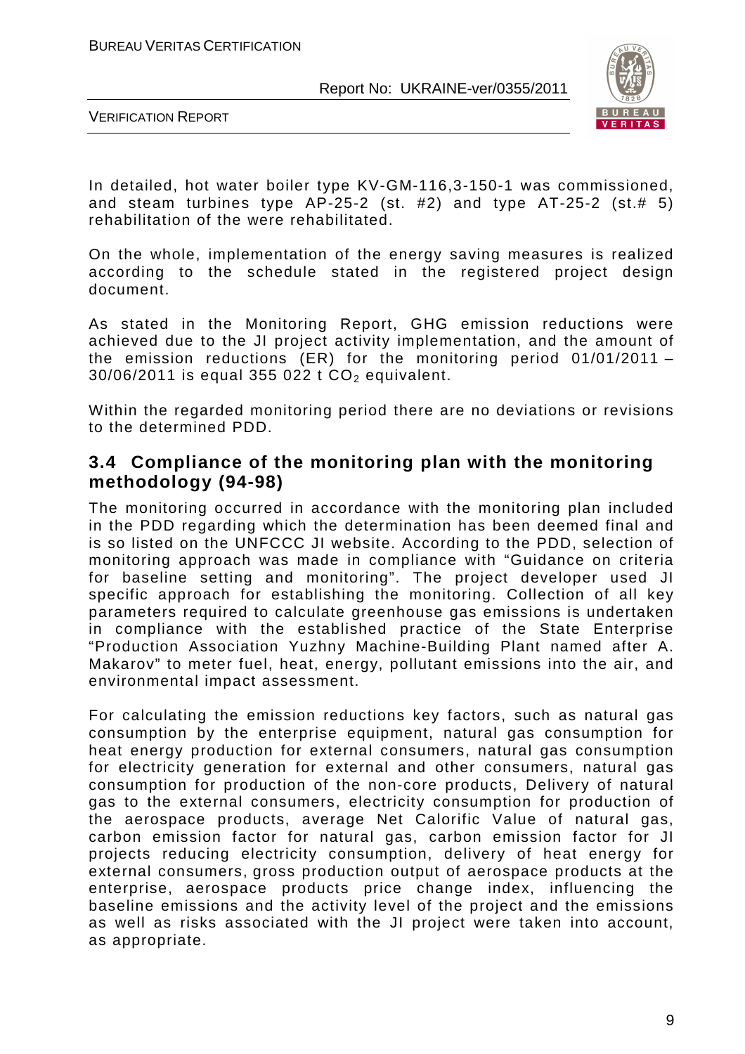In detailed, hot water boiler type KV-GM-116,3-150-1 was commissioned, and steam turbines type AP-25-2 (st. #2) and type AT-25-2 (st.# 5) rehabilitation of the were rehabilitated.

On the whole, implementation of the energy saving measures is realized according to the schedule stated in the registered project design document.

As stated in the Monitoring Report, GHG emission reductions were achieved due to the JI project activity implementation, and the amount of the emission reductions (ER) for the monitoring period 01/01/2011 – 30/06/2011 is equal 355 022 t $CO_2$ equivalent.

Within the regarded monitoring period there are no deviations or revisions to the determined PDD.

## 3.4 Compliance of the monitoring plan with the monitoring methodology (94-98)

The monitoring occurred in accordance with the monitoring plan included in the PDD regarding which the determination has been deemed final and is so listed on the UNFCCC JI website. According to the PDD, selection of monitoring approach was made in compliance with "Guidance on criteria for baseline setting and monitoring". The project developer used JI specific approach for establishing the monitoring. Collection of all key parameters required to calculate greenhouse gas emissions is undertaken in compliance with the established practice of the State Enterprise "Production Association Yuzhny Machine-Building Plant named after A. Makarov" to meter fuel, heat, energy, pollutant emissions into the air, and environmental impact assessment.

For calculating the emission reductions key factors, such as natural gas consumption by the enterprise equipment, natural gas consumption for heat energy production for external consumers, natural gas consumption for electricity generation for external and other consumers, natural gas consumption for production of the non-core products, Delivery of natural gas to the external consumers, electricity consumption for production of the aerospace products, average Net Calorific Value of natural gas, carbon emission factor for natural gas, carbon emission factor for JI projects reducing electricity consumption, delivery of heat energy for external consumers, gross production output of aerospace products at the enterprise, aerospace products price change index, influencing the baseline emissions and the activity level of the project and the emissions as well as risks associated with the JI project were taken into account, as appropriate.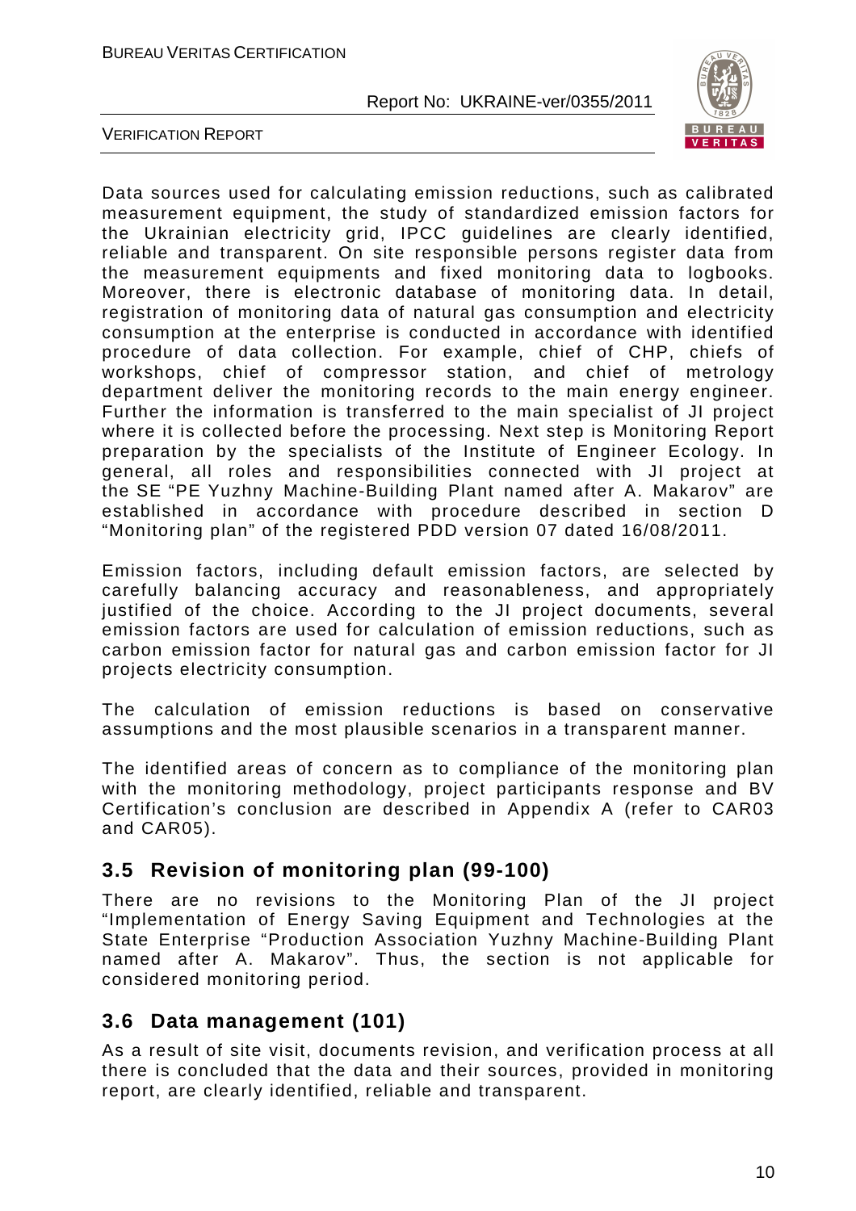Data sources used for calculating emission reductions, such as calibrated measurement equipment, the study of standardized emission factors for the Ukrainian electricity grid, IPCC guidelines are clearly identified, reliable and transparent. On site responsible persons register data from the measurement equipments and fixed monitoring data to logbooks. Moreover, there is electronic database of monitoring data. In detail, registration of monitoring data of natural gas consumption and electricity consumption at the enterprise is conducted in accordance with identified procedure of data collection. For example, chief of CHP, chiefs of workshops, chief of compressor station, and chief of metrology department deliver the monitoring records to the main energy engineer. Further the information is transferred to the main specialist of JI project where it is collected before the processing. Next step is Monitoring Report preparation by the specialists of the Institute of Engineer Ecology. In general, all roles and responsibilities connected with JI project at the SE "PE Yuzhny Machine-Building Plant named after A. Makarov" are established in accordance with procedure described in section D "Monitoring plan" of the registered PDD version 07 dated 16/08/2011.

Emission factors, including default emission factors, are selected by carefully balancing accuracy and reasonableness, and appropriately justified of the choice. According to the JI project documents, several emission factors are used for calculation of emission reductions, such as carbon emission factor for natural gas and carbon emission factor for JI projects electricity consumption.

The calculation of emission reductions is based on conservative assumptions and the most plausible scenarios in a transparent manner.

The identified areas of concern as to compliance of the monitoring plan with the monitoring methodology, project participants response and BV Certification's conclusion are described in Appendix A (refer to CAR03 and CAR05).

## 3.5 Revision of monitoring plan (99-100)

There are no revisions to the Monitoring Plan of the JI project "Implementation of Energy Saving Equipment and Technologies at the State Enterprise "Production Association Yuzhny Machine-Building Plant named after A. Makarov". Thus, the section is not applicable for considered monitoring period.

## 3.6 Data management (101)

As a result of site visit, documents revision, and verification process at all there is concluded that the data and their sources, provided in monitoring report, are clearly identified, reliable and transparent.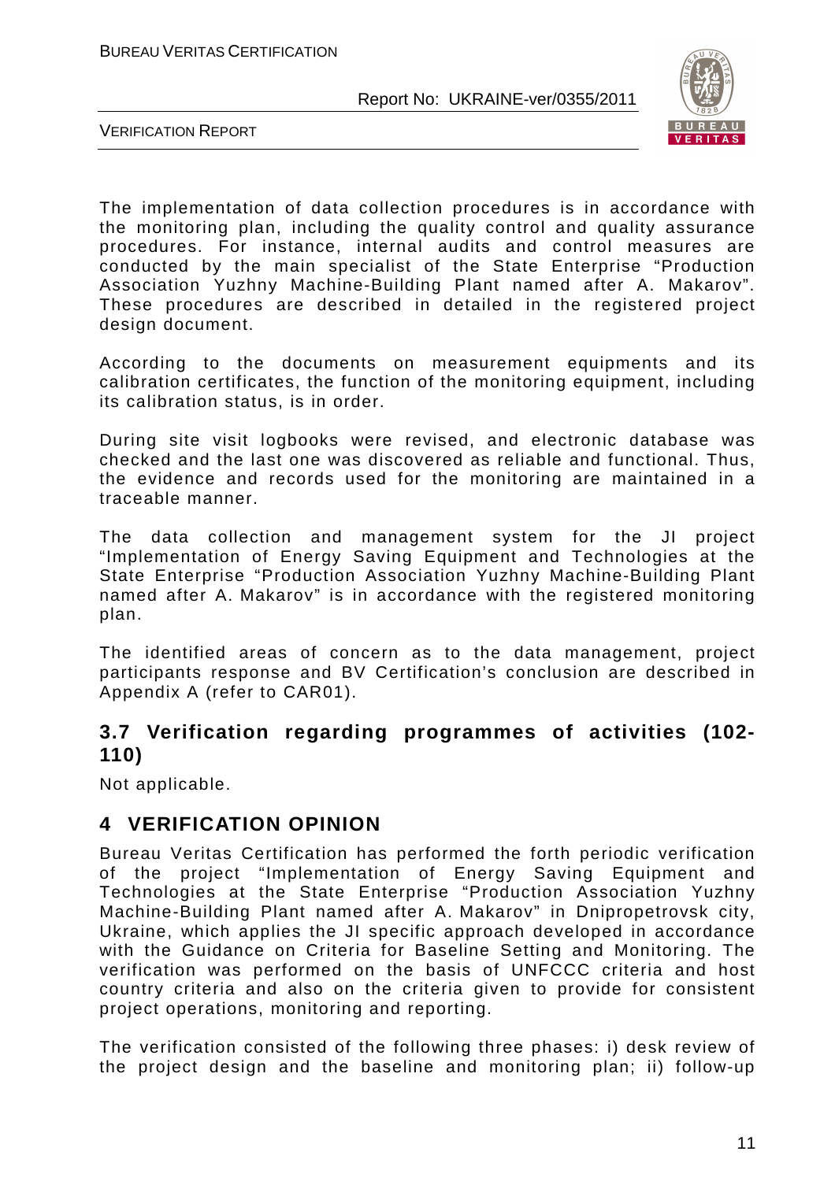The implementation of data collection procedures is in accordance with the monitoring plan, including the quality control and quality assurance procedures. For instance, internal audits and control measures are conducted by the main specialist of the State Enterprise "Production Association Yuzhny Machine-Building Plant named after A. Makarov". These procedures are described in detailed in the registered project design document.

According to the documents on measurement equipments and its calibration certificates, the function of the monitoring equipment, including its calibration status, is in order.

During site visit logbooks were revised, and electronic database was checked and the last one was discovered as reliable and functional. Thus, the evidence and records used for the monitoring are maintained in a traceable manner.

The data collection and management system for the JI project "Implementation of Energy Saving Equipment and Technologies at the State Enterprise "Production Association Yuzhny Machine-Building Plant named after A. Makarov" is in accordance with the registered monitoring plan.

The identified areas of concern as to the data management, project participants response and BV Certification's conclusion are described in Appendix A (refer to CAR01).

## 3.7 Verification regarding programmes of activities (102-110)

Not applicable.

# 4 VERIFICATION OPINION

Bureau Veritas Certification has performed the forth periodic verification of the project "Implementation of Energy Saving Equipment and Technologies at the State Enterprise "Production Association Yuzhny Machine-Building Plant named after A. Makarov" in Dnipropetrovsk city, Ukraine, which applies the JI specific approach developed in accordance with the Guidance on Criteria for Baseline Setting and Monitoring. The verification was performed on the basis of UNFCCC criteria and host country criteria and also on the criteria given to provide for consistent project operations, monitoring and reporting.

The verification consisted of the following three phases: i) desk review of the project design and the baseline and monitoring plan; ii) follow-up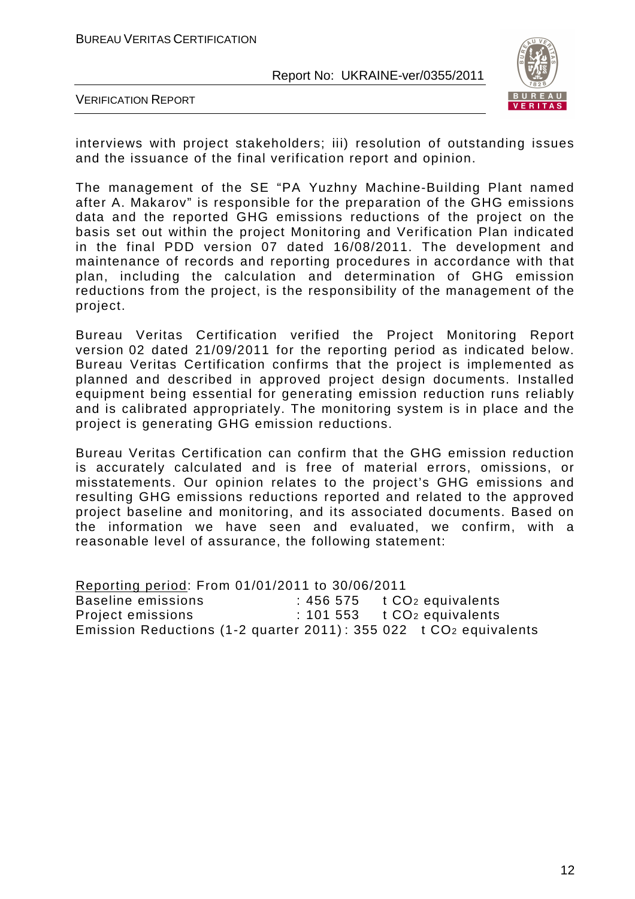interviews with project stakeholders; iii) resolution of outstanding issues and the issuance of the final verification report and opinion.

The management of the SE "PA Yuzhny Machine-Building Plant named after A. Makarov" is responsible for the preparation of the GHG emissions data and the reported GHG emissions reductions of the project on the basis set out within the project Monitoring and Verification Plan indicated in the final PDD version 07 dated 16/08/2011. The development and maintenance of records and reporting procedures in accordance with that plan, including the calculation and determination of GHG emission reductions from the project, is the responsibility of the management of the project.

Bureau Veritas Certification verified the Project Monitoring Report version 02 dated 21/09/2011 for the reporting period as indicated below. Bureau Veritas Certification confirms that the project is implemented as planned and described in approved project design documents. Installed equipment being essential for generating emission reduction runs reliably and is calibrated appropriately. The monitoring system is in place and the project is generating GHG emission reductions.

Bureau Veritas Certification can confirm that the GHG emission reduction is accurately calculated and is free of material errors, omissions, or misstatements. Our opinion relates to the project's GHG emissions and resulting GHG emissions reductions reported and related to the approved project baseline and monitoring, and its associated documents. Based on the information we have seen and evaluated, we confirm, with a reasonable level of assurance, the following statement:

<u>Reporting period</u>: From 01/01/2011 to 30/06/2011
Baseline emissions : 456 575 t $CO_2$ equivalents
Project emissions : 101 553 t $CO_2$ equivalents
Emission Reductions (1-2 quarter 2011) : 355 022 t $CO_2$ equivalents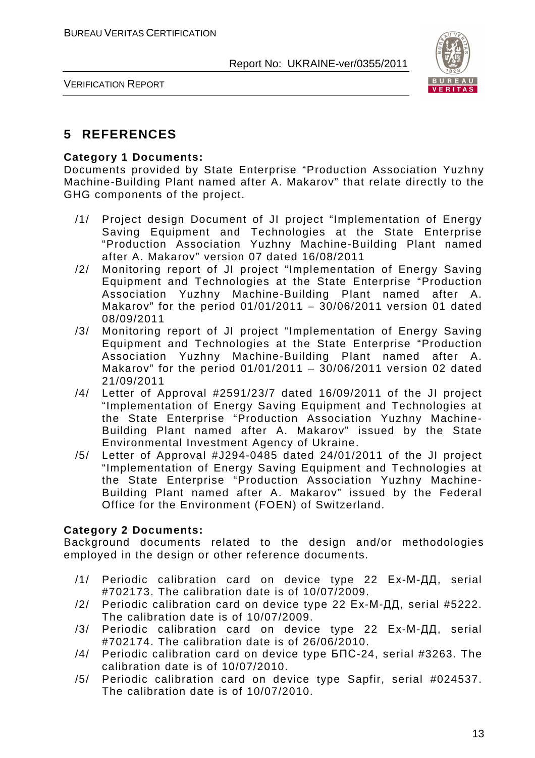# 5 REFERENCES

**Category 1 Documents:**
Documents provided by State Enterprise “Production Association Yuzhny Machine-Building Plant named after A. Makarov” that relate directly to the GHG components of the project.

- /1/ Project design Document of JI project “Implementation of Energy Saving Equipment and Technologies at the State Enterprise “Production Association Yuzhny Machine-Building Plant named after A. Makarov” version 07 dated 16/08/2011
- /2/ Monitoring report of JI project “Implementation of Energy Saving Equipment and Technologies at the State Enterprise “Production Association Yuzhny Machine-Building Plant named after A. Makarov” for the period 01/01/2011 – 30/06/2011 version 01 dated 08/09/2011
- /3/ Monitoring report of JI project “Implementation of Energy Saving Equipment and Technologies at the State Enterprise “Production Association Yuzhny Machine-Building Plant named after A. Makarov” for the period 01/01/2011 – 30/06/2011 version 02 dated 21/09/2011
- /4/ Letter of Approval #2591/23/7 dated 16/09/2011 of the JI project “Implementation of Energy Saving Equipment and Technologies at the State Enterprise “Production Association Yuzhny Machine-Building Plant named after A. Makarov” issued by the State Environmental Investment Agency of Ukraine.
- /5/ Letter of Approval #J294-0485 dated 24/01/2011 of the JI project “Implementation of Energy Saving Equipment and Technologies at the State Enterprise “Production Association Yuzhny Machine-Building Plant named after A. Makarov” issued by the Federal Office for the Environment (FOEN) of Switzerland.

**Category 2 Documents:**
Background documents related to the design and/or methodologies employed in the design or other reference documents.

- /1/ Periodic calibration card on device type 22 Ех-М-ДД, serial #702173. The calibration date is of 10/07/2009.
- /2/ Periodic calibration card on device type 22 Ех-М-ДД, serial #5222. The calibration date is of 10/07/2009.
- /3/ Periodic calibration card on device type 22 Ех-М-ДД, serial #702174. The calibration date is of 26/06/2010.
- /4/ Periodic calibration card on device type БПС-24, serial #3263. The calibration date is of 10/07/2010.
- /5/ Periodic calibration card on device type Sapfir, serial #024537. The calibration date is of 10/07/2010.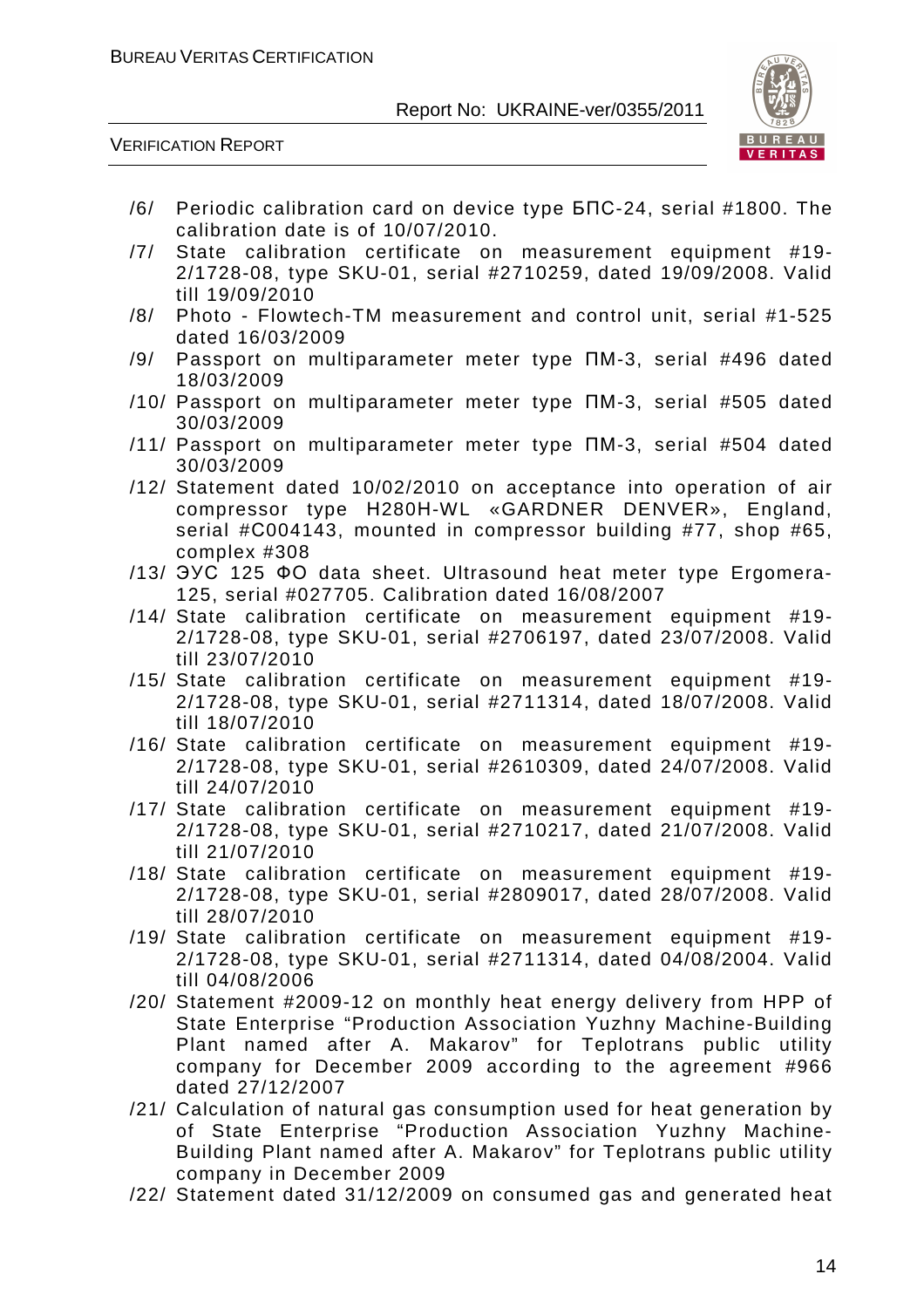/6/ Periodic calibration card on device type БПС-24, serial #1800. The calibration date is of 10/07/2010.

/7/ State calibration certificate on measurement equipment #19-2/1728-08, type SKU-01, serial #2710259, dated 19/09/2008. Valid till 19/09/2010

/8/ Photo - Flowtech-TM measurement and control unit, serial #1-525 dated 16/03/2009

/9/ Passport on multiparameter meter type ПМ-3, serial #496 dated 18/03/2009

/10/ Passport on multiparameter meter type ПМ-3, serial #505 dated 30/03/2009

/11/ Passport on multiparameter meter type ПМ-3, serial #504 dated 30/03/2009

/12/ Statement dated 10/02/2010 on acceptance into operation of air compressor type H280H-WL «GARDNER DENVER», England, serial #C004143, mounted in compressor building #77, shop #65, complex #308

/13/ ЭУС 125 ФО data sheet. Ultrasound heat meter type Ergomera-125, serial #027705. Calibration dated 16/08/2007

/14/ State calibration certificate on measurement equipment #19-2/1728-08, type SKU-01, serial #2706197, dated 23/07/2008. Valid till 23/07/2010

/15/ State calibration certificate on measurement equipment #19-2/1728-08, type SKU-01, serial #2711314, dated 18/07/2008. Valid till 18/07/2010

/16/ State calibration certificate on measurement equipment #19-2/1728-08, type SKU-01, serial #2610309, dated 24/07/2008. Valid till 24/07/2010

/17/ State calibration certificate on measurement equipment #19-2/1728-08, type SKU-01, serial #2710217, dated 21/07/2008. Valid till 21/07/2010

/18/ State calibration certificate on measurement equipment #19-2/1728-08, type SKU-01, serial #2809017, dated 28/07/2008. Valid till 28/07/2010

/19/ State calibration certificate on measurement equipment #19-2/1728-08, type SKU-01, serial #2711314, dated 04/08/2004. Valid till 04/08/2006

/20/ Statement #2009-12 on monthly heat energy delivery from HPP of State Enterprise "Production Association Yuzhny Machine-Building Plant named after A. Makarov" for Teplotrans public utility company for December 2009 according to the agreement #966 dated 27/12/2007

/21/ Calculation of natural gas consumption used for heat generation by of State Enterprise "Production Association Yuzhny Machine-Building Plant named after A. Makarov" for Teplotrans public utility company in December 2009

/22/ Statement dated 31/12/2009 on consumed gas and generated heat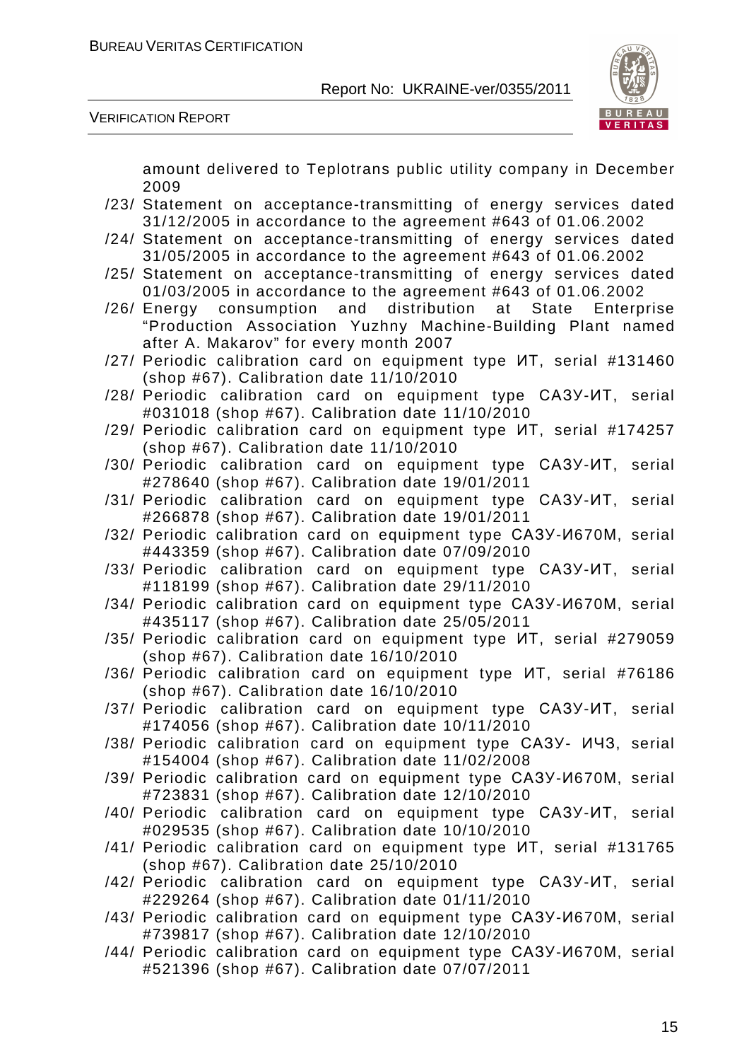amount delivered to Teplotrans public utility company in December 2009

/23/ Statement on acceptance-transmitting of energy services dated 31/12/2005 in accordance to the agreement #643 of 01.06.2002

/24/ Statement on acceptance-transmitting of energy services dated 31/05/2005 in accordance to the agreement #643 of 01.06.2002

/25/ Statement on acceptance-transmitting of energy services dated 01/03/2005 in accordance to the agreement #643 of 01.06.2002

/26/ Energy consumption and distribution at State Enterprise "Production Association Yuzhny Machine-Building Plant named after A. Makarov" for every month 2007

/27/ Periodic calibration card on equipment type ИТ, serial #131460 (shop #67). Calibration date 11/10/2010

/28/ Periodic calibration card on equipment type САЗУ-ИТ, serial #031018 (shop #67). Calibration date 11/10/2010

/29/ Periodic calibration card on equipment type ИТ, serial #174257 (shop #67). Calibration date 11/10/2010

/30/ Periodic calibration card on equipment type САЗУ-ИТ, serial #278640 (shop #67). Calibration date 19/01/2011

/31/ Periodic calibration card on equipment type САЗУ-ИТ, serial #266878 (shop #67). Calibration date 19/01/2011

/32/ Periodic calibration card on equipment type САЗУ-И670М, serial #443359 (shop #67). Calibration date 07/09/2010

/33/ Periodic calibration card on equipment type САЗУ-ИТ, serial #118199 (shop #67). Calibration date 29/11/2010

/34/ Periodic calibration card on equipment type САЗУ-И670М, serial #435117 (shop #67). Calibration date 25/05/2011

/35/ Periodic calibration card on equipment type ИТ, serial #279059 (shop #67). Calibration date 16/10/2010

/36/ Periodic calibration card on equipment type ИТ, serial #76186 (shop #67). Calibration date 16/10/2010

/37/ Periodic calibration card on equipment type САЗУ-ИТ, serial #174056 (shop #67). Calibration date 10/11/2010

/38/ Periodic calibration card on equipment type САЗУ- ИЧЗ, serial #154004 (shop #67). Calibration date 11/02/2008

/39/ Periodic calibration card on equipment type САЗУ-И670М, serial #723831 (shop #67). Calibration date 12/10/2010

/40/ Periodic calibration card on equipment type САЗУ-ИТ, serial #029535 (shop #67). Calibration date 10/10/2010

/41/ Periodic calibration card on equipment type ИТ, serial #131765 (shop #67). Calibration date 25/10/2010

/42/ Periodic calibration card on equipment type САЗУ-ИТ, serial #229264 (shop #67). Calibration date 01/11/2010

/43/ Periodic calibration card on equipment type САЗУ-И670М, serial #739817 (shop #67). Calibration date 12/10/2010

/44/ Periodic calibration card on equipment type САЗУ-И670М, serial #521396 (shop #67). Calibration date 07/07/2011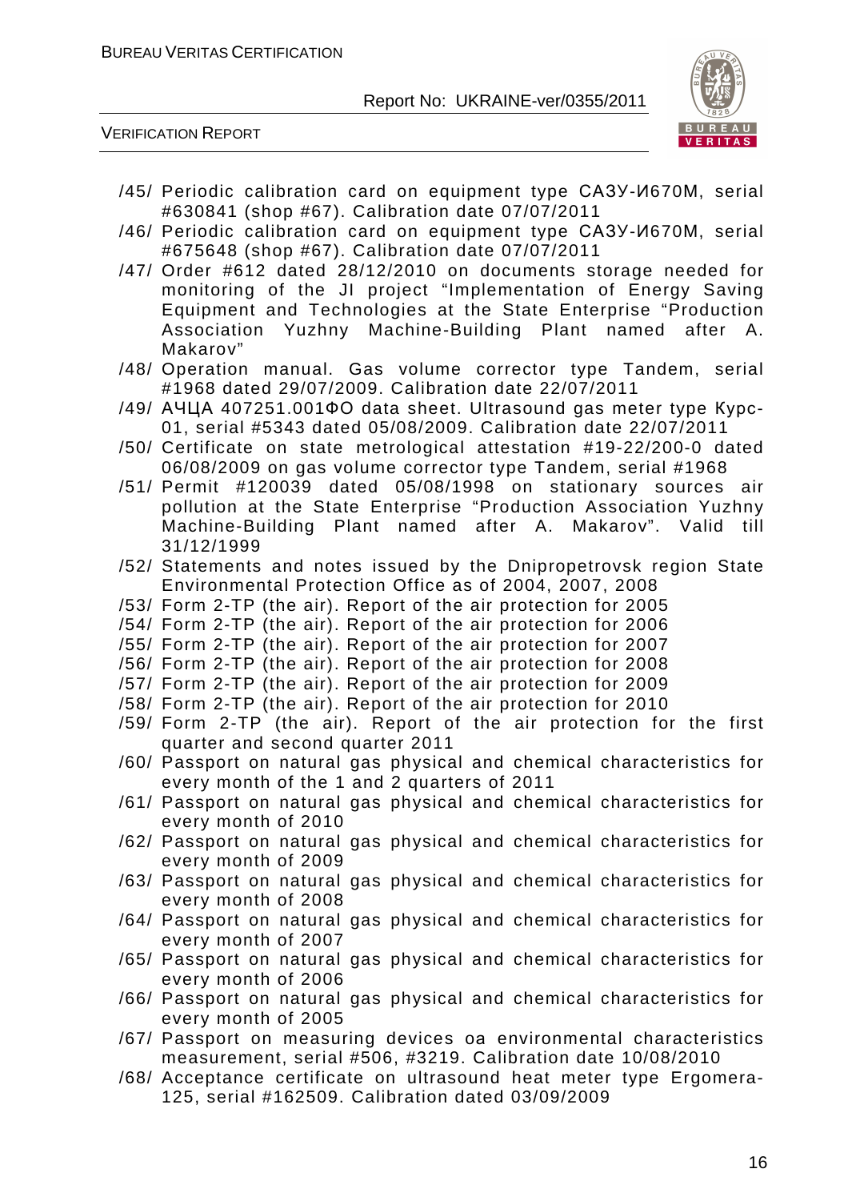/45/ Periodic calibration card on equipment type САЗУ-И670М, serial #630841 (shop #67). Calibration date 07/07/2011

/46/ Periodic calibration card on equipment type САЗУ-И670М, serial #675648 (shop #67). Calibration date 07/07/2011

/47/ Order #612 dated 28/12/2010 on documents storage needed for monitoring of the JI project "Implementation of Energy Saving Equipment and Technologies at the State Enterprise "Production Association Yuzhny Machine-Building Plant named after A. Makarov"

/48/ Operation manual. Gas volume corrector type Tandem, serial #1968 dated 29/07/2009. Calibration date 22/07/2011

/49/ АЧЦА 407251.001ФО data sheet. Ultrasound gas meter type Курс-01, serial #5343 dated 05/08/2009. Calibration date 22/07/2011

/50/ Certificate on state metrological attestation #19-22/200-0 dated 06/08/2009 on gas volume corrector type Tandem, serial #1968

/51/ Permit #120039 dated 05/08/1998 on stationary sources air pollution at the State Enterprise "Production Association Yuzhny Machine-Building Plant named after A. Makarov". Valid till 31/12/1999

/52/ Statements and notes issued by the Dnipropetrovsk region State Environmental Protection Office as of 2004, 2007, 2008

/53/ Form 2-TP (the air). Report of the air protection for 2005

/54/ Form 2-TP (the air). Report of the air protection for 2006

/55/ Form 2-TP (the air). Report of the air protection for 2007

/56/ Form 2-TP (the air). Report of the air protection for 2008

/57/ Form 2-TP (the air). Report of the air protection for 2009

/58/ Form 2-TP (the air). Report of the air protection for 2010

/59/ Form 2-TP (the air). Report of the air protection for the first quarter and second quarter 2011

/60/ Passport on natural gas physical and chemical characteristics for every month of the 1 and 2 quarters of 2011

/61/ Passport on natural gas physical and chemical characteristics for every month of 2010

/62/ Passport on natural gas physical and chemical characteristics for every month of 2009

/63/ Passport on natural gas physical and chemical characteristics for every month of 2008

/64/ Passport on natural gas physical and chemical characteristics for every month of 2007

/65/ Passport on natural gas physical and chemical characteristics for every month of 2006

/66/ Passport on natural gas physical and chemical characteristics for every month of 2005

/67/ Passport on measuring devices oa environmental characteristics measurement, serial #506, #3219. Calibration date 10/08/2010

/68/ Acceptance certificate on ultrasound heat meter type Ergomera-125, serial #162509. Calibration dated 03/09/2009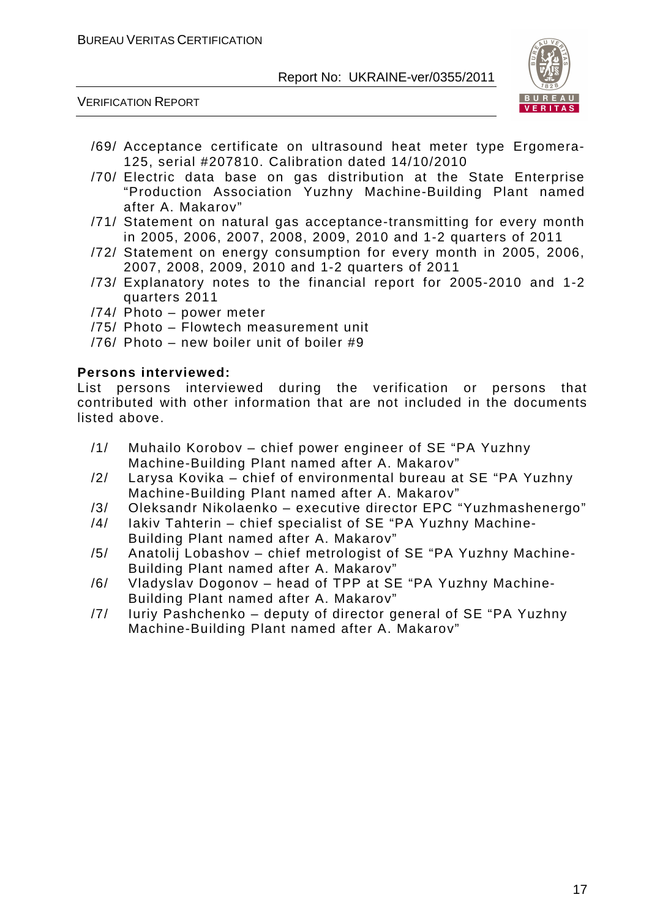/69/ Acceptance certificate on ultrasound heat meter type Ergomera-125, serial #207810. Calibration dated 14/10/2010

/70/ Electric data base on gas distribution at the State Enterprise "Production Association Yuzhny Machine-Building Plant named after A. Makarov"

/71/ Statement on natural gas acceptance-transmitting for every month in 2005, 2006, 2007, 2008, 2009, 2010 and 1-2 quarters of 2011

/72/ Statement on energy consumption for every month in 2005, 2006, 2007, 2008, 2009, 2010 and 1-2 quarters of 2011

/73/ Explanatory notes to the financial report for 2005-2010 and 1-2 quarters 2011

/74/ Photo – power meter

/75/ Photo – Flowtech measurement unit

/76/ Photo – new boiler unit of boiler #9

**Persons interviewed:**

List persons interviewed during the verification or persons that contributed with other information that are not included in the documents listed above.

/1/ Muhailo Korobov – chief power engineer of SE "PA Yuzhny Machine-Building Plant named after A. Makarov"

/2/ Larysa Kovika – chief of environmental bureau at SE "PA Yuzhny Machine-Building Plant named after A. Makarov"

/3/ Oleksandr Nikolaenko – executive director EPC "Yuzhmashenergo"

/4/ Iakiv Tahterin – chief specialist of SE "PA Yuzhny Machine-Building Plant named after A. Makarov"

/5/ Anatolij Lobashov – chief metrologist of SE "PA Yuzhny Machine-Building Plant named after A. Makarov"

/6/ Vladyslav Dogonov – head of TPP at SE "PA Yuzhny Machine-Building Plant named after A. Makarov"

/7/ Iuriy Pashchenko – deputy of director general of SE "PA Yuzhny Machine-Building Plant named after A. Makarov"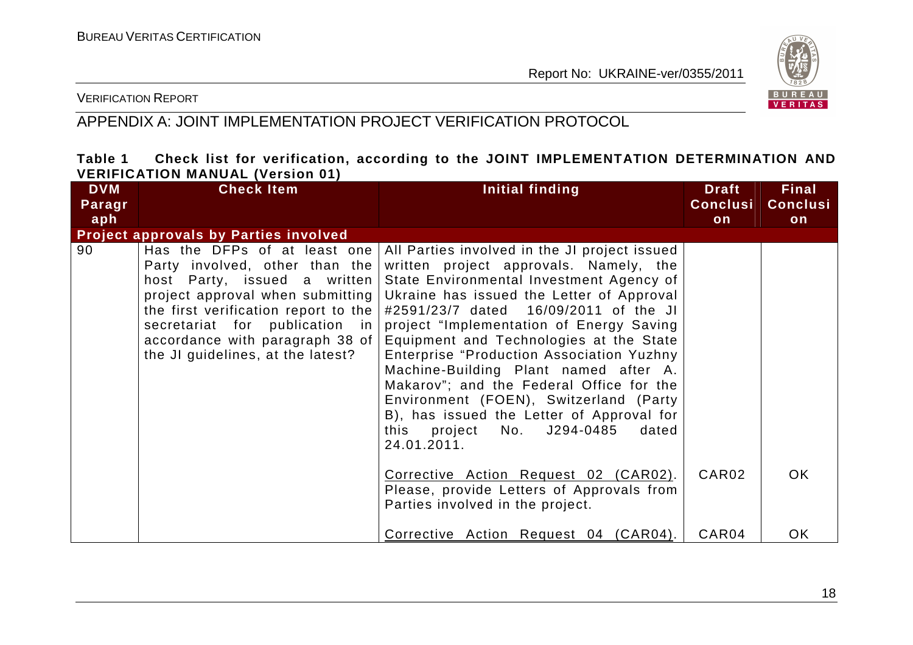## APPENDIX A: JOINT IMPLEMENTATION PROJECT VERIFICATION PROTOCOL

**Table 1 Check list for verification, according to the JOINT IMPLEMENTATION DETERMINATION AND VERIFICATION MANUAL (Version 01)**

| DVM Paragraph | Check Item | Initial finding | Draft Conclusion | Final Conclusion |
|---|---|---|---|---|
| **Project approvals by Parties involved** | | | | |
| 90 | Has the DFPs of at least one Party involved, other than the host Party, issued a written project approval when submitting the first verification report to the secretariat for publication in accordance with paragraph 38 of the JI guidelines, at the latest? | All Parties involved in the JI project issued written project approvals. Namely, the State Environmental Investment Agency of Ukraine has issued the Letter of Approval #2591/23/7 dated 16/09/2011 of the JI project "Implementation of Energy Saving Equipment and Technologies at the State Enterprise "Production Association Yuzhny Machine-Building Plant named after A. Makarov"; and the Federal Office for the Environment (FOEN), Switzerland (Party B), has issued the Letter of Approval for this project No. J294-0485 dated 24.01.2011. | | |
| | | Corrective Action Request 02 (CAR02). Please, provide Letters of Approvals from Parties involved in the project. | CAR02 | OK |
| | | Corrective Action Request 04 (CAR04). | CAR04 | OK |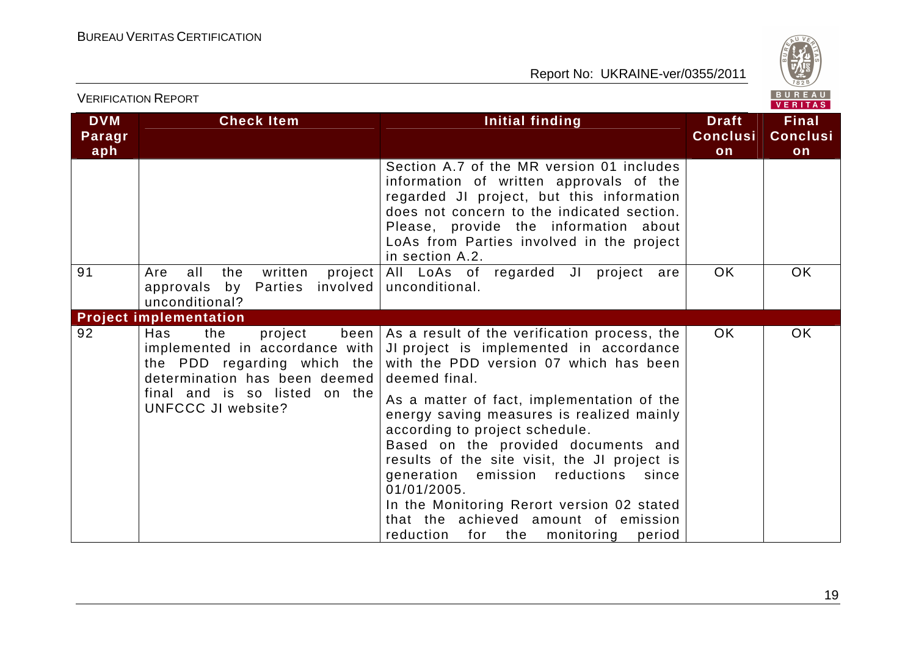| DVM Paragraph | Check Item | Initial finding | Draft Conclusion | Final Conclusion |
|---|---|---|---|---|
| | | Section A.7 of the MR version 01 includes information of written approvals of the regarded JI project, but this information does not concern to the indicated section. Please, provide the information about LoAs from Parties involved in the project in section A.2. | | |
| 91 | Are all the written project approvals by Parties involved unconditional? | All LoAs of regarded JI project are unconditional. | OK | OK |
| **Project implementation** | | | | |
| 92 | Has the project been implemented in accordance with the PDD regarding which the determination has been deemed final and is so listed on the UNFCCC JI website? | As a result of the verification process, the JI project is implemented in accordance with the PDD version 07 which has been deemed final.<br><br>As a matter of fact, implementation of the energy saving measures is realized mainly according to project schedule.<br>Based on the provided documents and results of the site visit, the JI project is generation emission reductions since 01/01/2005.<br>In the Monitoring Rerort version 02 stated that the achieved amount of emission reduction for the monitoring period | OK | OK |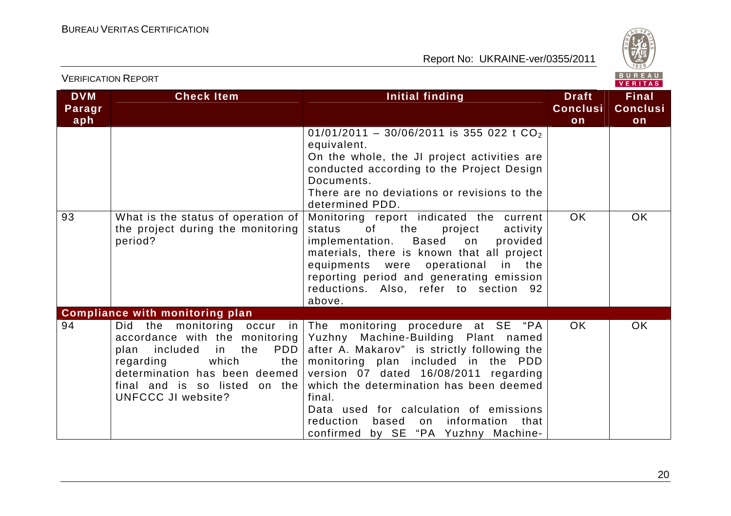VERIFICATION REPORT

| DVM Paragraph | Check Item | Initial finding | Draft Conclusion | Final Conclusion |
|---|---|---|---|---|
| | | 01/01/2011 – 30/06/2011 is 355 022 t $CO_2$ equivalent.<br>On the whole, the JI project activities are conducted according to the Project Design Documents.<br>There are no deviations or revisions to the determined PDD. | | |
| 93 | What is the status of operation of the project during the monitoring period? | Monitoring report indicated the current status of the project activity implementation. Based on provided materials, there is known that all project equipments were operational in the reporting period and generating emission reductions. Also, refer to section 92 above. | OK | OK |
| **Compliance with monitoring plan** | | | | |
| 94 | Did the monitoring occur in accordance with the monitoring plan included in the PDD regarding which the determination has been deemed final and is so listed on the UNFCCC JI website? | The monitoring procedure at SE "PA Yuzhny Machine-Building Plant named after A. Makarov" is strictly following the monitoring plan included in the PDD version 07 dated 16/08/2011 regarding which the determination has been deemed final.<br>Data used for calculation of emissions reduction based on information that confirmed by SE "PA Yuzhny Machine- | OK | OK |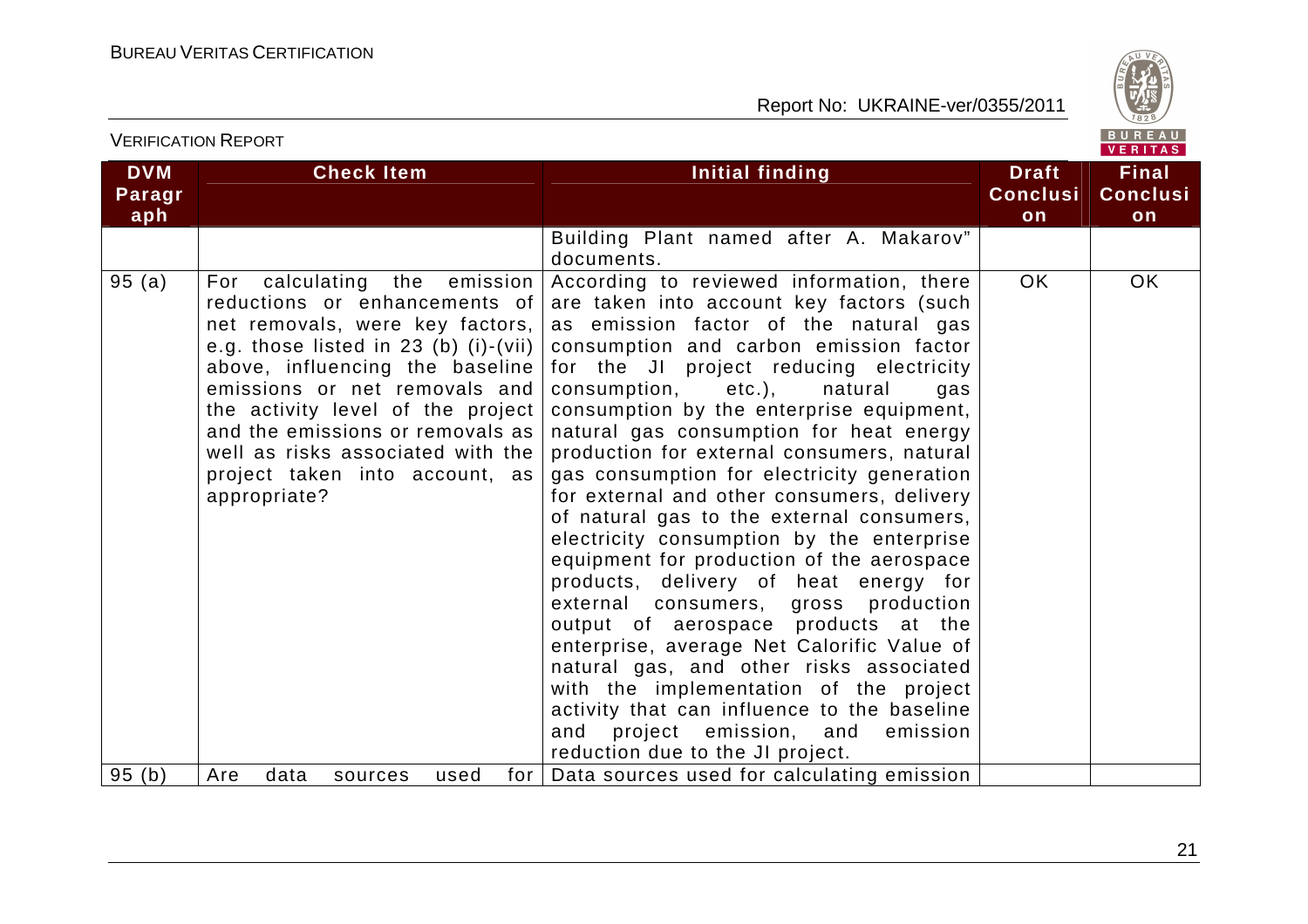| DVM Paragraph | Check Item | Initial finding | Draft Conclusion | Final Conclusion |
|---|---|---|---|---|
| | | Building Plant named after A. Makarov" documents. | | |
| 95 (a) | For calculating the emission reductions or enhancements of net removals, were key factors, e.g. those listed in 23 (b) (i)-(vii) above, influencing the baseline emissions or net removals and the activity level of the project and the emissions or removals as well as risks associated with the project taken into account, as appropriate? | According to reviewed information, there are taken into account key factors (such as emission factor of the natural gas consumption and carbon emission factor for the JI project reducing electricity consumption, etc.), natural gas consumption by the enterprise equipment, natural gas consumption for heat energy production for external consumers, natural gas consumption for electricity generation for external and other consumers, delivery of natural gas to the external consumers, electricity consumption by the enterprise equipment for production of the aerospace products, delivery of heat energy for external consumers, gross production output of aerospace products at the enterprise, average Net Calorific Value of natural gas, and other risks associated with the implementation of the project activity that can influence to the baseline and project emission, and emission reduction due to the JI project. | OK | OK |
| 95 (b) | Are data sources used for | Data sources used for calculating emission | | |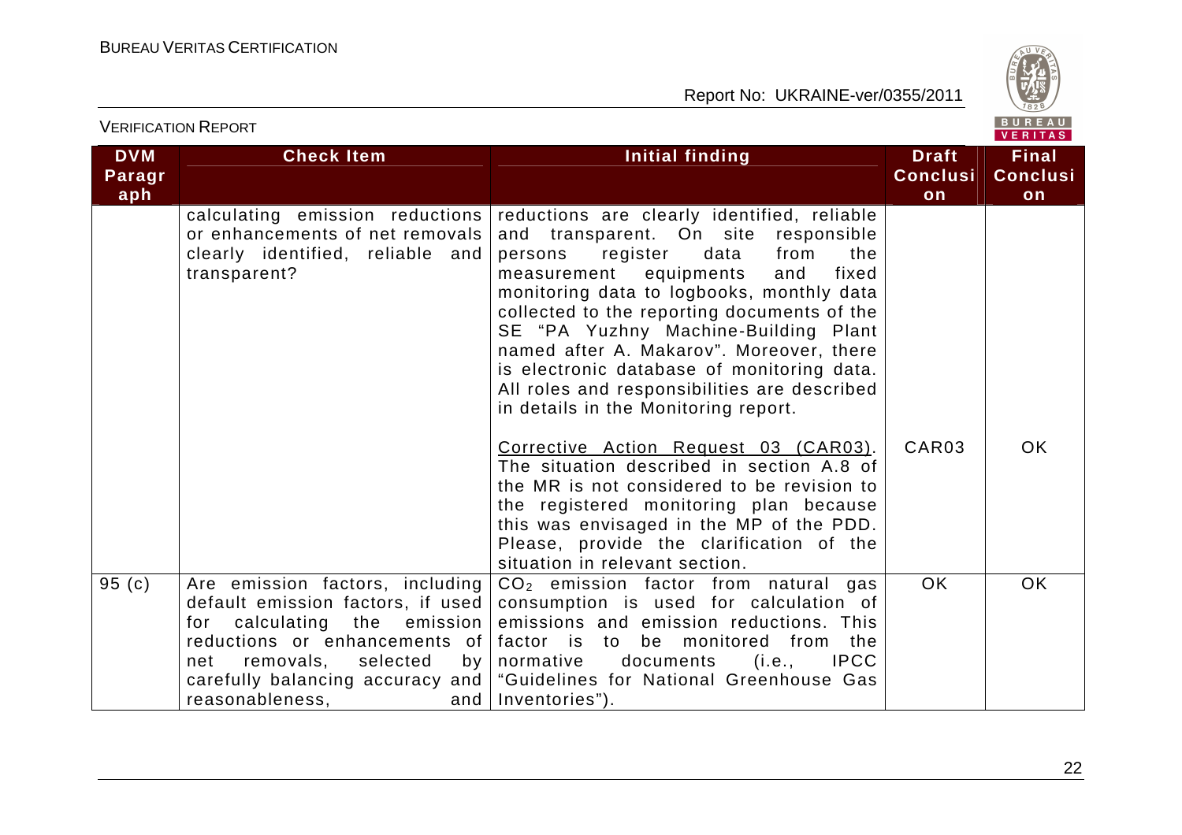| DVM Paragraph | Check Item | Initial finding | Draft Conclusion | Final Conclusion |
|---|---|---|---|---|
| | calculating emission reductions or enhancements of net removals clearly identified, reliable and transparent? | reductions are clearly identified, reliable and transparent. On site responsible persons register data from the measurement equipments and fixed monitoring data to logbooks, monthly data collected to the reporting documents of the SE "PA Yuzhny Machine-Building Plant named after A. Makarov". Moreover, there is electronic database of monitoring data. All roles and responsibilities are described in details in the Monitoring report.<br><br>Corrective Action Request 03 (CAR03). The situation described in section A.8 of the MR is not considered to be revision to the registered monitoring plan because this was envisaged in the MP of the PDD. Please, provide the clarification of the situation in relevant section. | CAR03 | OK |
| 95 (c) | Are emission factors, including default emission factors, if used for calculating the emission reductions or enhancements of net removals, selected by carefully balancing accuracy and reasonableness, and | $CO_2$ emission factor from natural gas consumption is used for calculation of emissions and emission reductions. This factor is to be monitored from the normative documents (i.e., IPCC "Guidelines for National Greenhouse Gas Inventories"). | OK | OK |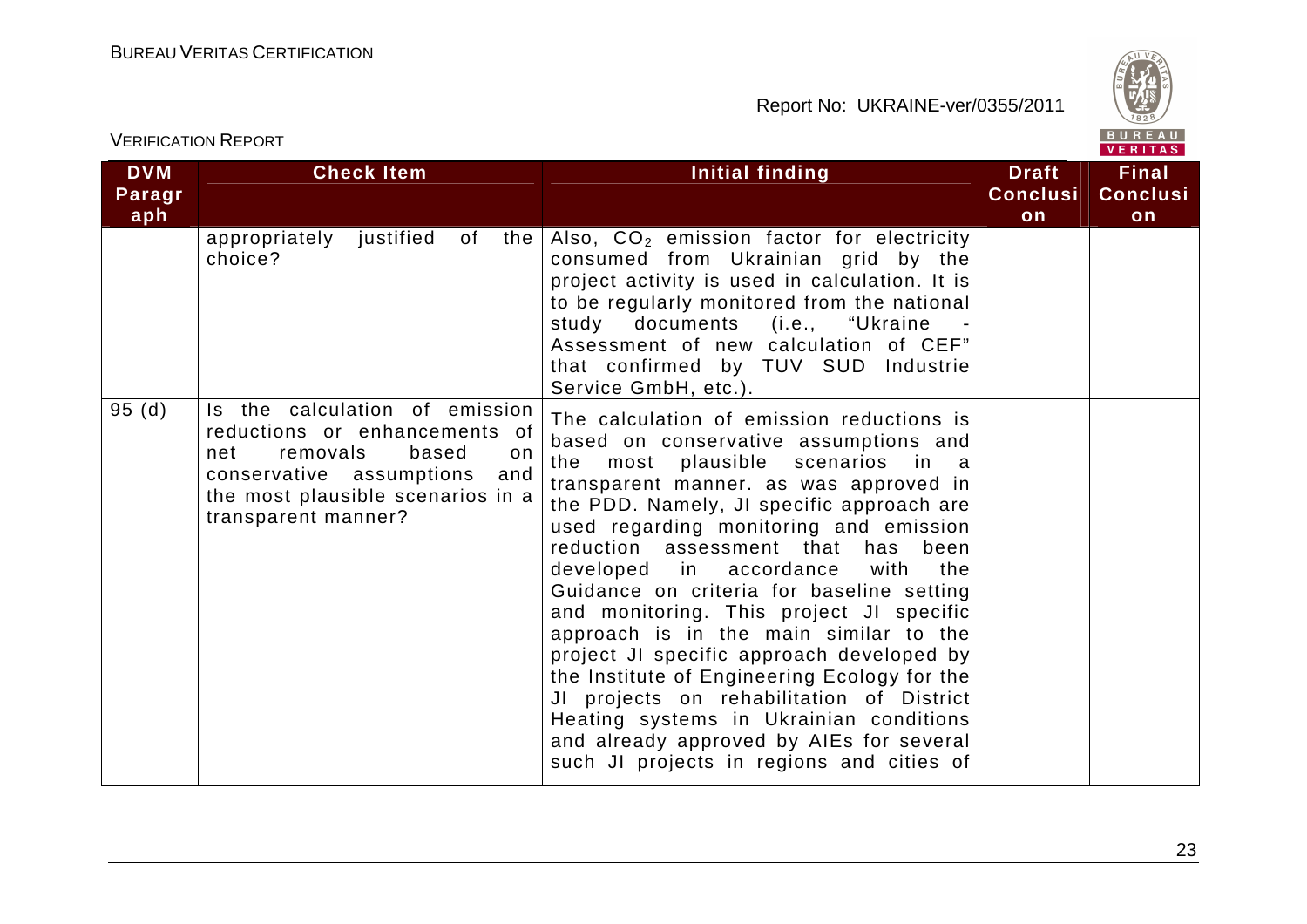| DVM Paragraph | Check Item | Initial finding | Draft Conclusion | Final Conclusion |
|---|---|---|---|---|
| | appropriately justified of the choice? | Also, $CO_2$ emission factor for electricity consumed from Ukrainian grid by the project activity is used in calculation. It is to be regularly monitored from the national study documents (i.e., "Ukraine - Assessment of new calculation of CEF" that confirmed by TUV SUD Industrie Service GmbH, etc.). | | |
| 95 (d) | Is the calculation of emission reductions or enhancements of net removals based on conservative assumptions and the most plausible scenarios in a transparent manner? | The calculation of emission reductions is based on conservative assumptions and the most plausible scenarios in a transparent manner. as was approved in the PDD. Namely, JI specific approach are used regarding monitoring and emission reduction assessment that has been developed in accordance with the Guidance on criteria for baseline setting and monitoring. This project JI specific approach is in the main similar to the project JI specific approach developed by the Institute of Engineering Ecology for the JI projects on rehabilitation of District Heating systems in Ukrainian conditions and already approved by AIEs for several such JI projects in regions and cities of | | |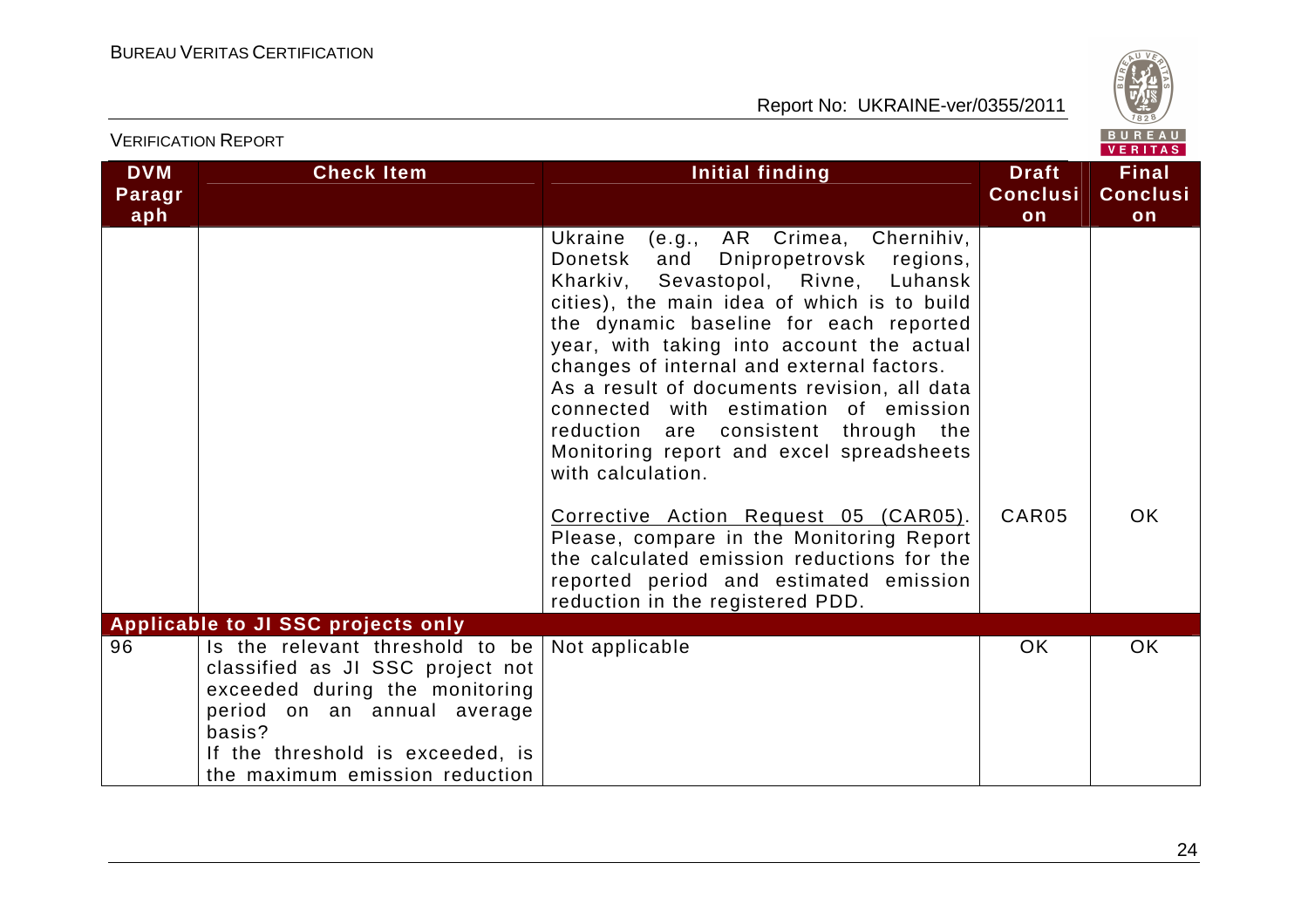| DVM Paragraph | Check Item | Initial finding | Draft Conclusion | Final Conclusion |
|---|---|---|---|---|
| | | Ukraine (e.g., AR Crimea, Chernihiv, Donetsk and Dnipropetrovsk regions, Kharkiv, Sevastopol, Rivne, Luhansk cities), the main idea of which is to build the dynamic baseline for each reported year, with taking into account the actual changes of internal and external factors. As a result of documents revision, all data connected with estimation of emission reduction are consistent through the Monitoring report and excel spreadsheets with calculation. | | |
| | | Corrective Action Request 05 (CAR05). Please, compare in the Monitoring Report the calculated emission reductions for the reported period and estimated emission reduction in the registered PDD. | CAR05 | OK |
| **Applicable to JI SSC projects only** | | | | |
| 96 | Is the relevant threshold to be classified as JI SSC project not exceeded during the monitoring period on an annual average basis? If the threshold is exceeded, is the maximum emission reduction | Not applicable | OK | OK |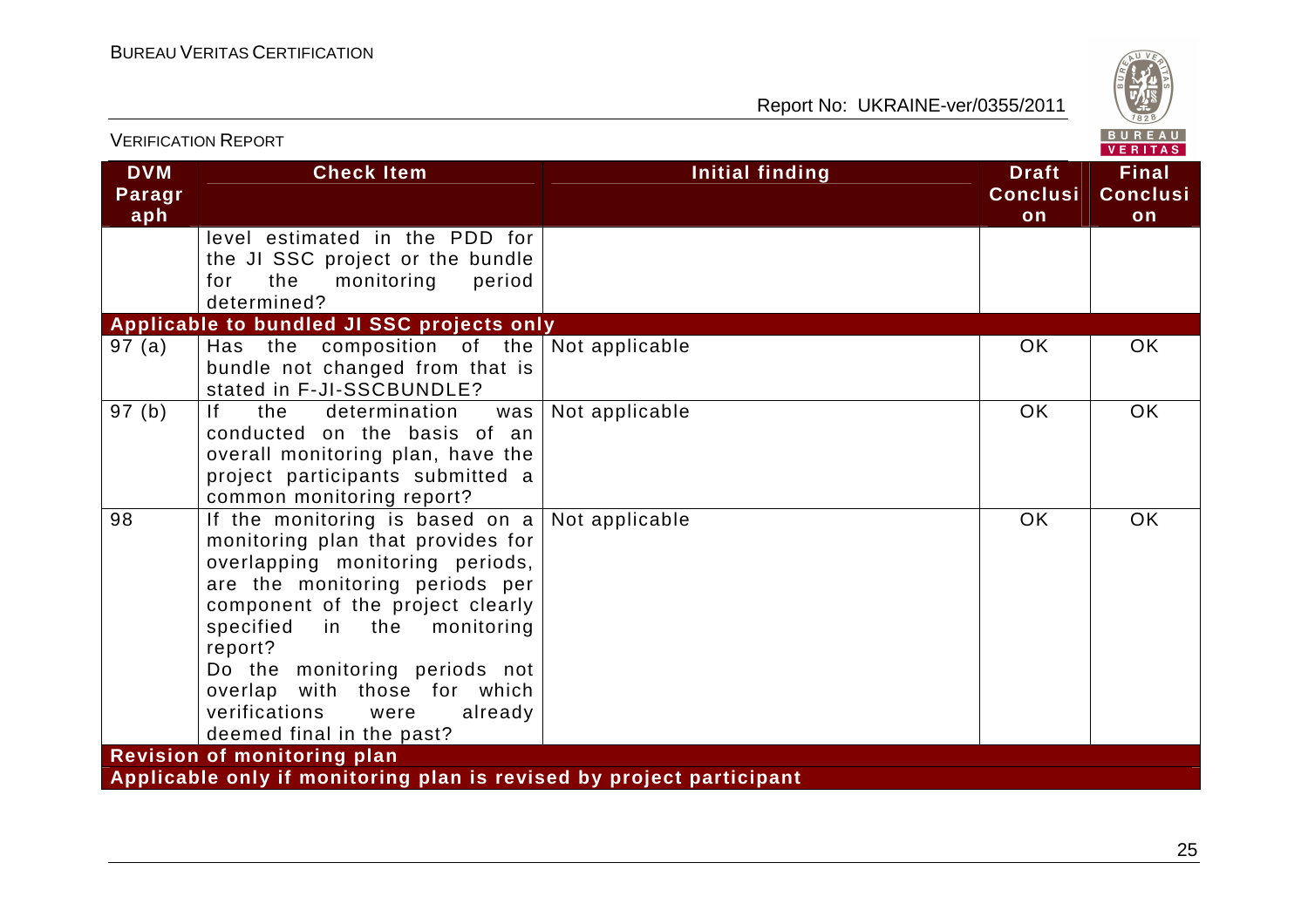| DVM Paragraph | Check Item | Initial finding | Draft Conclusion | Final Conclusion |
|---|---|---|---|---|
| | level estimated in the PDD for the JI SSC project or the bundle for the monitoring period determined? | | | |
| **Applicable to bundled JI SSC projects only** | | | | |
| 97 (a) | Has the composition of the bundle not changed from that is stated in F-JI-SSCBUNDLE? | Not applicable | OK | OK |
| 97 (b) | If the determination was conducted on the basis of an overall monitoring plan, have the project participants submitted a common monitoring report? | Not applicable | OK | OK |
| 98 | If the monitoring is based on a monitoring plan that provides for overlapping monitoring periods, are the monitoring periods per component of the project clearly specified in the monitoring report?<br>Do the monitoring periods not overlap with those for which verifications were already deemed final in the past? | Not applicable | OK | OK |
| **Revision of monitoring plan** | | | | |
| **Applicable only if monitoring plan is revised by project participant** | | | | |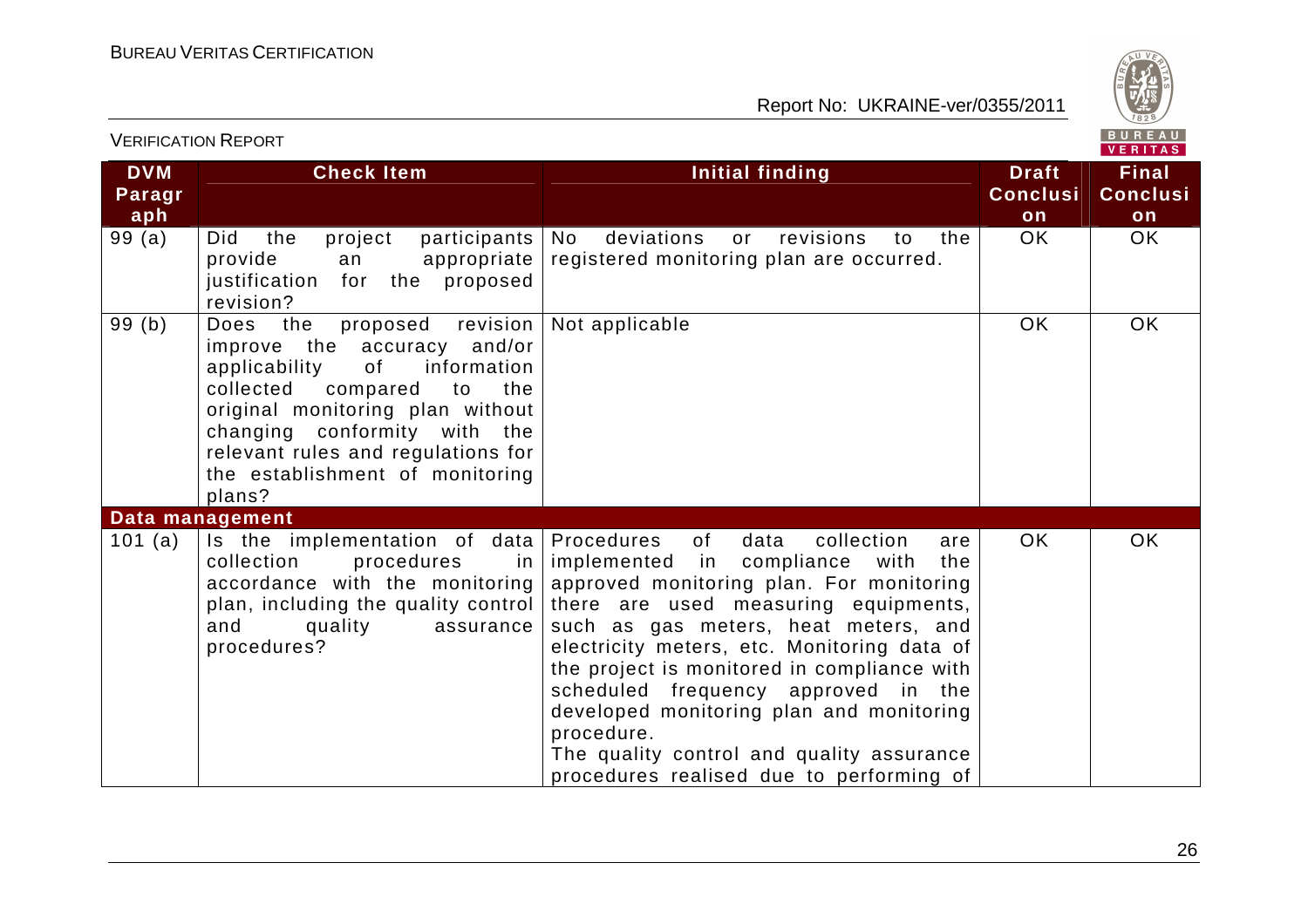| DVM Paragraph | Check Item | Initial finding | Draft Conclusion | Final Conclusion |
|---|---|---|---|---|
| 99 (a) | Did the project participants provide an appropriate justification for the proposed revision? | No deviations or revisions to the registered monitoring plan are occurred. | OK | OK |
| 99 (b) | Does the proposed revision improve the accuracy and/or applicability of information collected compared to the original monitoring plan without changing conformity with the relevant rules and regulations for the establishment of monitoring plans? | Not applicable | OK | OK |
| **Data management** | | | | |
| 101 (a) | Is the implementation of data collection procedures in accordance with the monitoring plan, including the quality control and quality assurance procedures? | Procedures of data collection are implemented in compliance with the approved monitoring plan. For monitoring there are used measuring equipments, such as gas meters, heat meters, and electricity meters, etc. Monitoring data of the project is monitored in compliance with scheduled frequency approved in the developed monitoring plan and monitoring procedure.<br>The quality control and quality assurance procedures realised due to performing of | OK | OK |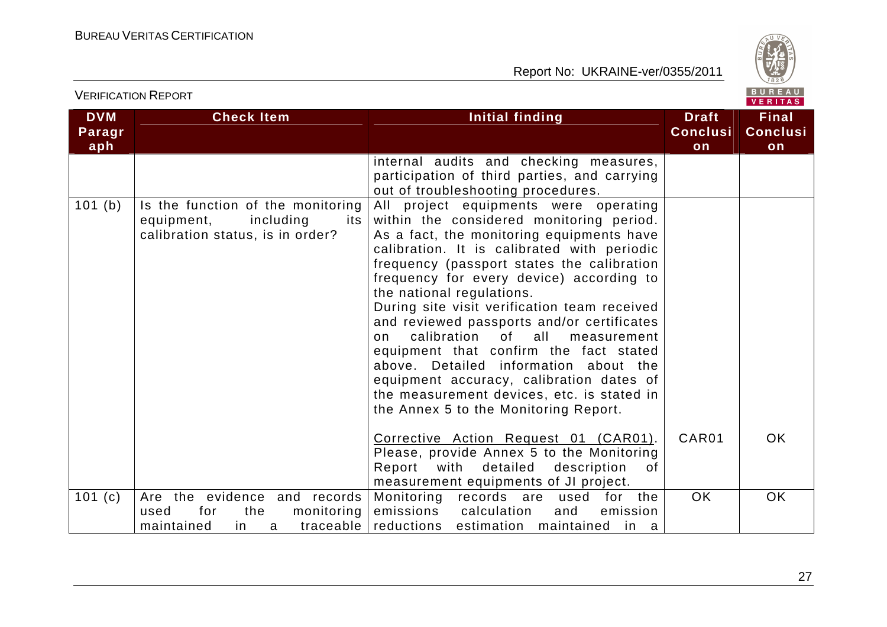| DVM Paragraph | Check Item | Initial finding | Draft Conclusion | Final Conclusion |
|---|---|---|---|---|
| | | internal audits and checking measures, participation of third parties, and carrying out of troubleshooting procedures. | | |
| 101 (b) | Is the function of the monitoring equipment, including its calibration status, is in order? | All project equipments were operating within the considered monitoring period. As a fact, the monitoring equipments have calibration. It is calibrated with periodic frequency (passport states the calibration frequency for every device) according to the national regulations.<br>During site visit verification team received and reviewed passports and/or certificates on calibration of all measurement equipment that confirm the fact stated above. Detailed information about the equipment accuracy, calibration dates of the measurement devices, etc. is stated in the Annex 5 to the Monitoring Report. | | |
| | | Corrective Action Request 01 (CAR01). Please, provide Annex 5 to the Monitoring Report with detailed description of measurement equipments of JI project. | CAR01 | OK |
| 101 (c) | Are the evidence and records used for the monitoring maintained in a traceable | Monitoring records are used for the emissions calculation and emission reductions estimation maintained in a | OK | OK |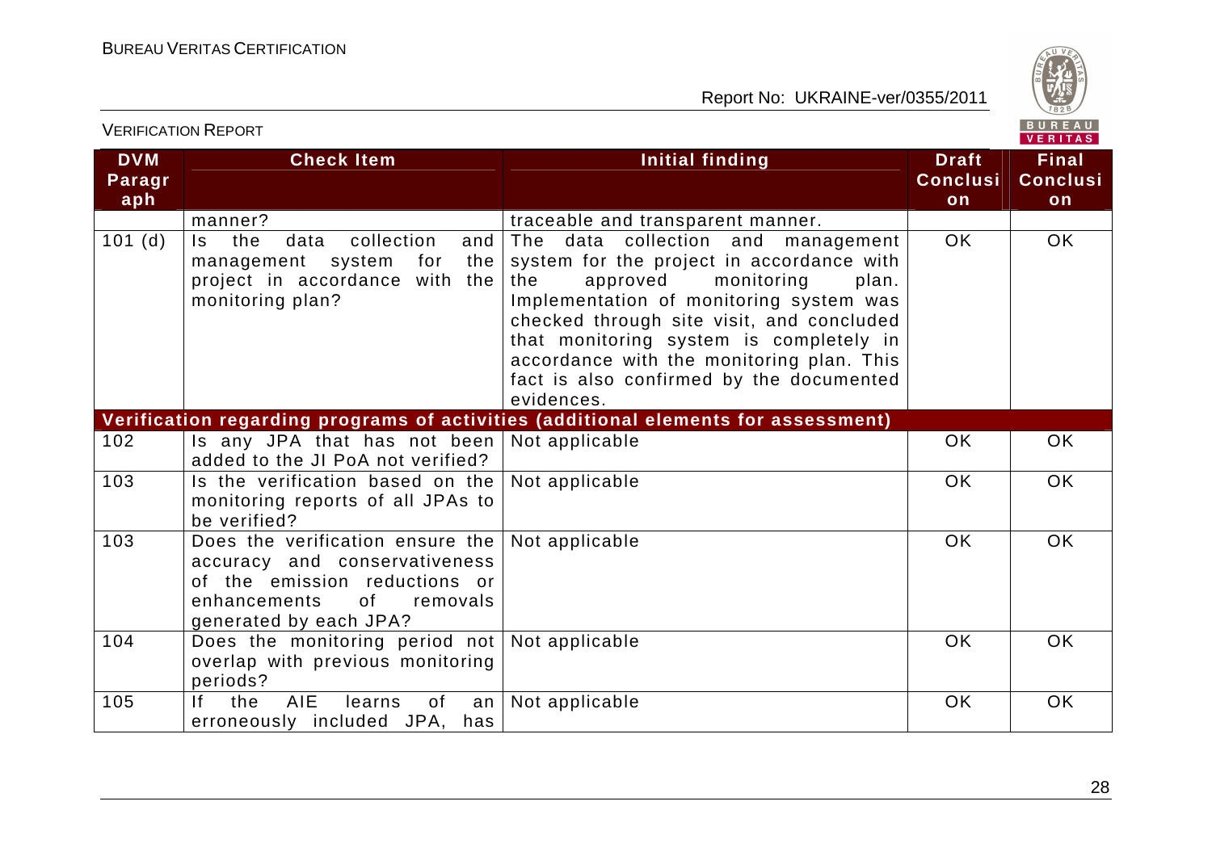| DVM Paragraph | Check Item | Initial finding | Draft Conclusion | Final Conclusion |
|---|---|---|---|---|
| | manner? | traceable and transparent manner. | | |
| 101 (d) | Is the data collection and management system for the project in accordance with the monitoring plan? | The data collection and management system for the project in accordance with the approved monitoring plan. Implementation of monitoring system was checked through site visit, and concluded that monitoring system is completely in accordance with the monitoring plan. This fact is also confirmed by the documented evidences. | OK | OK |
| **Verification regarding programs of activities (additional elements for assessment)** | | | | |
| 102 | Is any JPA that has not been added to the JI PoA not verified? | Not applicable | OK | OK |
| 103 | Is the verification based on the monitoring reports of all JPAs to be verified? | Not applicable | OK | OK |
| 103 | Does the verification ensure the accuracy and conservativeness of the emission reductions or enhancements of removals generated by each JPA? | Not applicable | OK | OK |
| 104 | Does the monitoring period not overlap with previous monitoring periods? | Not applicable | OK | OK |
| 105 | If the AIE learns of an erroneously included JPA, has | Not applicable | OK | OK |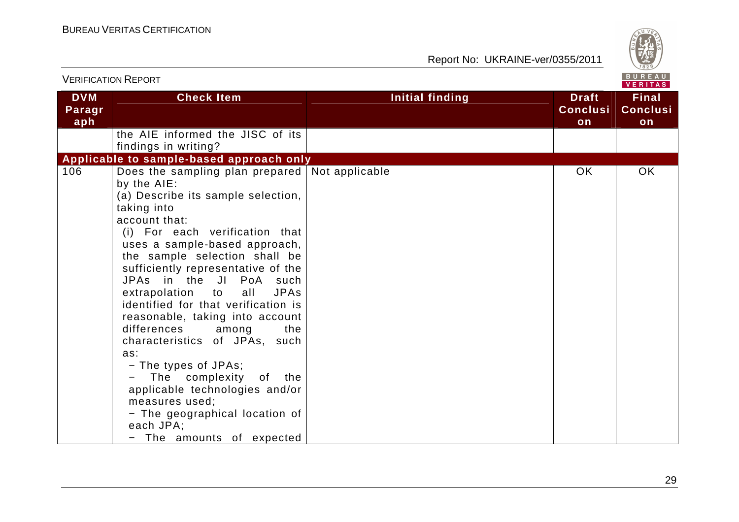VERIFICATION REPORT

| DVM Paragraph | Check Item | Initial finding | Draft Conclusion | Final Conclusion |
|---|---|---|---|---|
| | the AIE informed the JISC of its findings in writing? | | | |
| **Applicable to sample-based approach only** | | | | |
| 106 | Does the sampling plan prepared by the AIE:<br>(a) Describe its sample selection, taking into account that:<br>(i) For each verification that uses a sample-based approach, the sample selection shall be sufficiently representative of the JPAs in the JI PoA such extrapolation to all JPAs identified for that verification is reasonable, taking into account differences among the characteristics of JPAs, such as:<br>− The types of JPAs;<br>− The complexity of the applicable technologies and/or measures used;<br>− The geographical location of each JPA;<br>− The amounts of expected | Not applicable | OK | OK |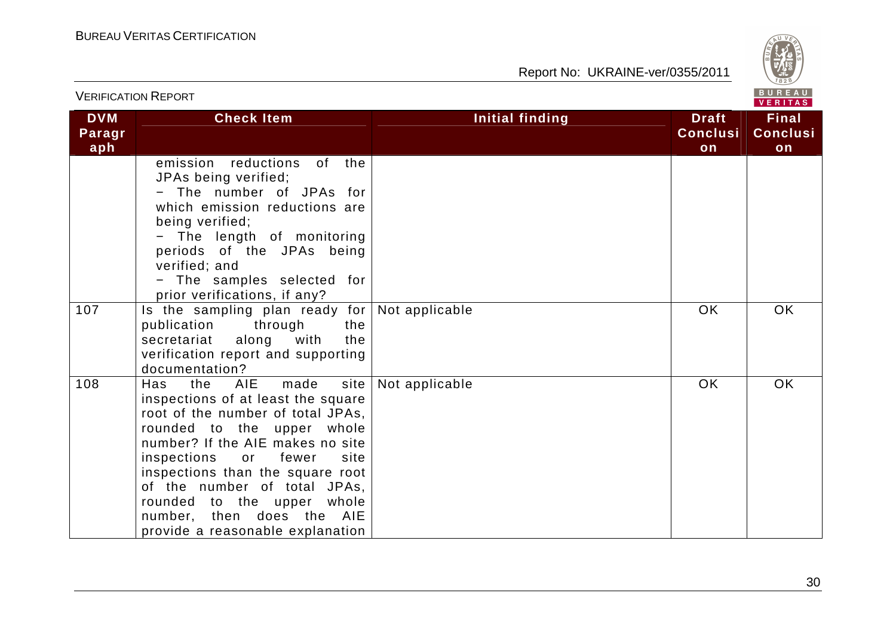| DVM Paragraph | Check Item | Initial finding | Draft Conclusion | Final Conclusion |
|---|---|---|---|---|
| | emission reductions of the JPAs being verified;<br>− The number of JPAs for which emission reductions are being verified;<br>− The length of monitoring periods of the JPAs being verified; and<br>− The samples selected for prior verifications, if any? | | | |
| 107 | Is the sampling plan ready for publication through the secretariat along with the verification report and supporting documentation? | Not applicable | OK | OK |
| 108 | Has the AIE made site inspections of at least the square root of the number of total JPAs, rounded to the upper whole number? If the AIE makes no site inspections or fewer site inspections than the square root of the number of total JPAs, rounded to the upper whole number, then does the AIE provide a reasonable explanation | Not applicable | OK | OK |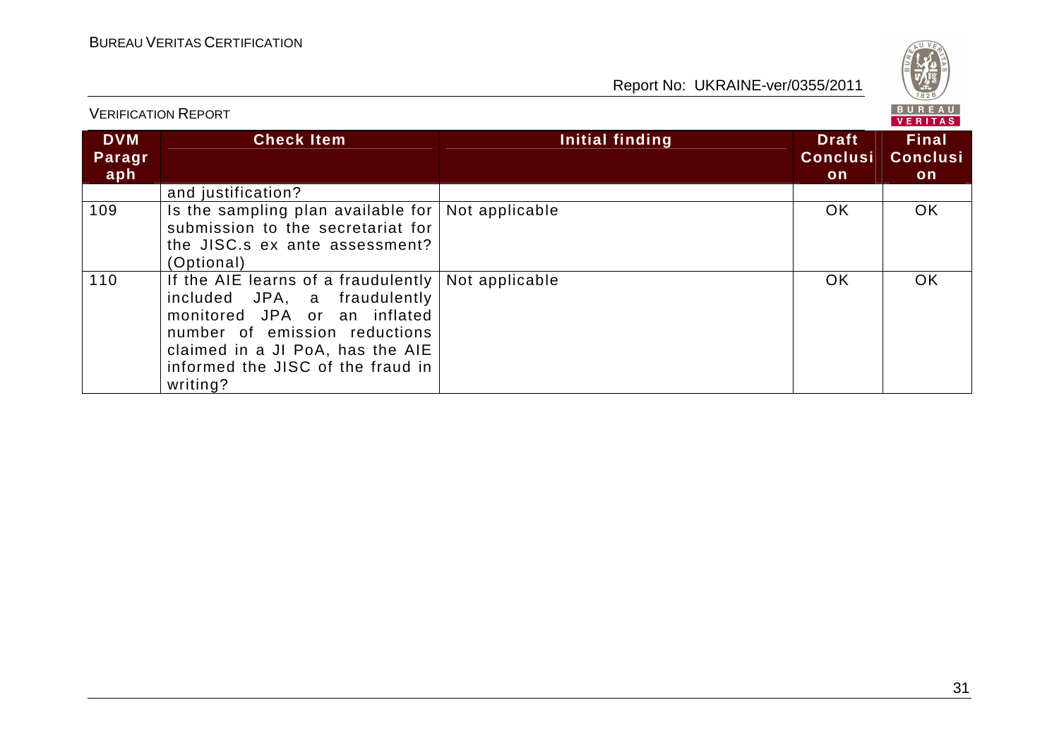| DVM Paragraph | Check Item | Initial finding | Draft Conclusion | Final Conclusion |
|---|---|---|---|---|
| | and justification? | | | |
| 109 | Is the sampling plan available for submission to the secretariat for the JISC.s ex ante assessment? (Optional) | Not applicable | OK | OK |
| 110 | If the AIE learns of a fraudulently included JPA, a fraudulently monitored JPA or an inflated number of emission reductions claimed in a JI PoA, has the AIE informed the JISC of the fraud in writing? | Not applicable | OK | OK |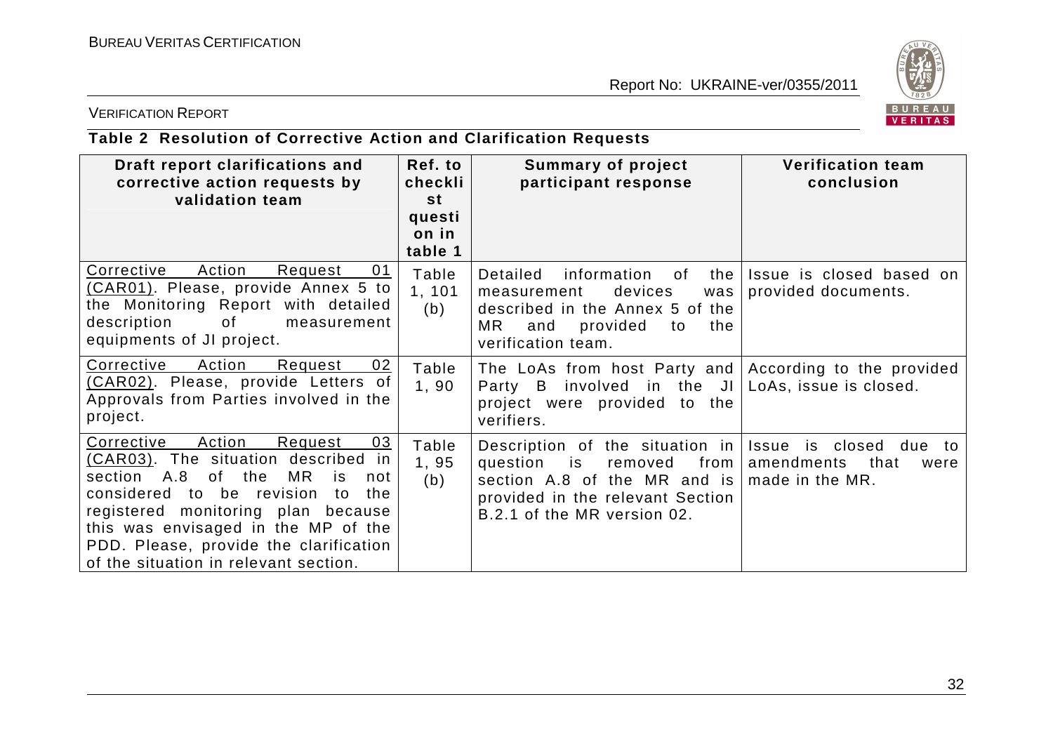### Table 2 Resolution of Corrective Action and Clarification Requests

| Draft report clarifications and corrective action requests by validation team | Ref. to checklist question in table 1 | Summary of project participant response | Verification team conclusion |
|---|---|---|---|
| Corrective Action Request 01 (CAR01). Please, provide Annex 5 to the Monitoring Report with detailed description of measurement equipments of JI project. | Table 1, 101 (b) | Detailed information of the measurement devices was described in the Annex 5 of the MR and provided to the verification team. | Issue is closed based on provided documents. |
| Corrective Action Request 02 (CAR02). Please, provide Letters of Approvals from Parties involved in the project. | Table 1, 90 | The LoAs from host Party and Party B involved in the JI project were provided to the verifiers. | According to the provided LoAs, issue is closed. |
| Corrective Action Request 03 (CAR03). The situation described in section A.8 of the MR is not considered to be revision to the registered monitoring plan because this was envisaged in the MP of the PDD. Please, provide the clarification of the situation in relevant section. | Table 1, 95 (b) | Description of the situation in question is removed from section A.8 of the MR and is provided in the relevant Section B.2.1 of the MR version 02. | Issue is closed due to amendments that were made in the MR. |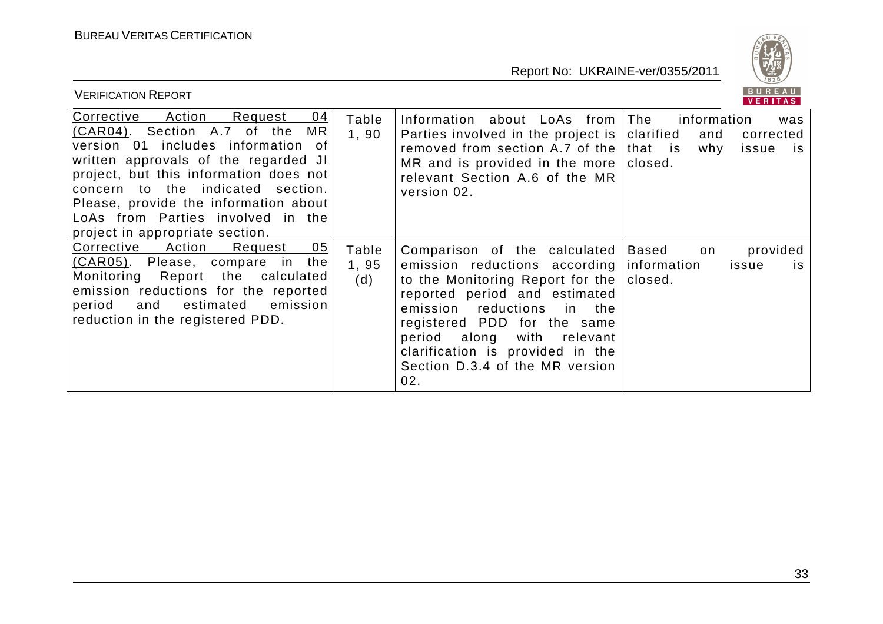| | | | |
|---|---|---|---|
| Corrective Action Request 04 (CAR04). Section A.7 of the MR version 01 includes information of written approvals of the regarded JI project, but this information does not concern to the indicated section. Please, provide the information about LoAs from Parties involved in the project in appropriate section. | Table 1, 90 | Information about LoAs from Parties involved in the project is removed from section A.7 of the MR and is provided in the more relevant Section A.6 of the MR version 02. | The information was clarified and corrected that is why issue is closed. |
| Corrective Action Request 05 (CAR05). Please, compare in the Monitoring Report the calculated emission reductions for the reported period and estimated emission reduction in the registered PDD. | Table 1, 95 (d) | Comparison of the calculated emission reductions according to the Monitoring Report for the reported period and estimated emission reductions in the registered PDD for the same period along with relevant clarification is provided in the Section D.3.4 of the MR version 02. | Based on provided information issue is closed. |